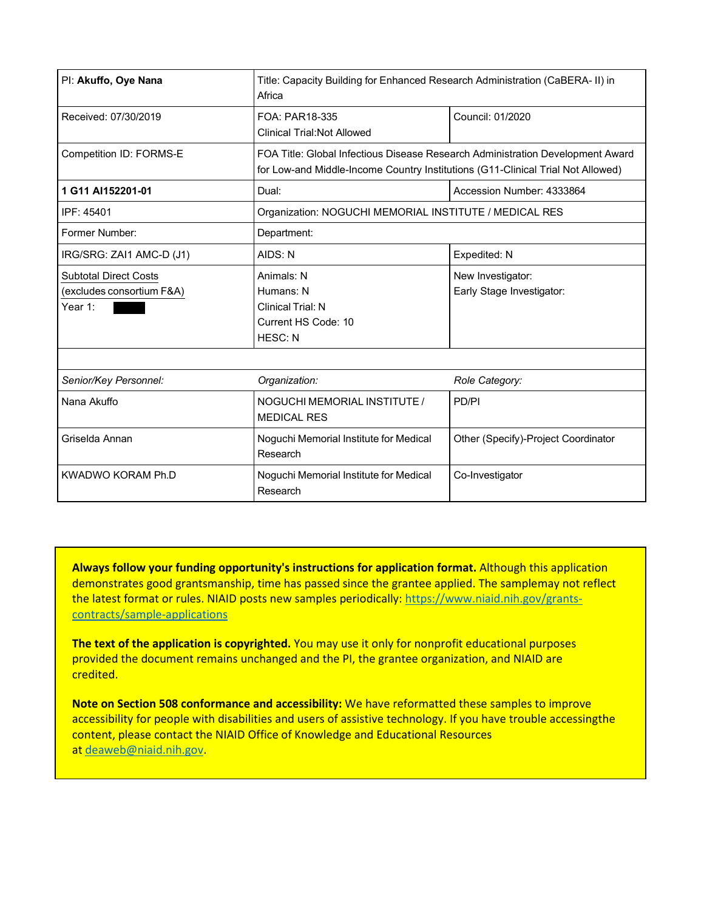| PI: **Akuffo, Oye Nana** | Title: Capacity Building for Enhanced Research Administration (CaBERA- II) in Africa | |
|---|---|---|
| Received: 07/30/2019 | FOA: PAR18-335<br>Clinical Trial:Not Allowed | Council: 01/2020 |
| Competition ID: FORMS-E | FOA Title: Global Infectious Disease Research Administration Development Award for Low-and Middle-Income Country Institutions (G11-Clinical Trial Not Allowed) | |
| **1 G11 AI152201-01** | Dual: | Accession Number: 4333864 |
| IPF: 45401 | Organization: NOGUCHI MEMORIAL INSTITUTE / MEDICAL RES | |
| Former Number: | Department: | |
| IRG/SRG: ZAI1 AMC-D (J1) | AIDS: N | Expedited: N |
| Subtotal Direct Costs<br>(excludes consortium F&A)<br>Year 1: | Animals: N<br>Humans: N<br>Clinical Trial: N<br>Current HS Code: 10<br>HESC: N | New Investigator:<br>Early Stage Investigator: |
| | | |
| *Senior/Key Personnel:* | *Organization:* | *Role Category:* |
| Nana Akuffo | NOGUCHI MEMORIAL INSTITUTE / MEDICAL RES | PD/PI |
| Griselda Annan | Noguchi Memorial Institute for Medical Research | Other (Specify)-Project Coordinator |
| KWADWO KORAM Ph.D | Noguchi Memorial Institute for Medical Research | Co-Investigator |

**Always follow your funding opportunity's instructions for application format.** Although this application demonstrates good grantsmanship, time has passed since the grantee applied. The samplemay not reflect the latest format or rules. NIAID posts new samples periodically: https://www.niaid.nih.gov/grants-contracts/sample-applications

**The text of the application is copyrighted.** You may use it only for nonprofit educational purposes provided the document remains unchanged and the PI, the grantee organization, and NIAID are credited.

**Note on Section 508 conformance and accessibility:** We have reformatted these samples to improve accessibility for people with disabilities and users of assistive technology. If you have trouble accessingthe content, please contact the NIAID Office of Knowledge and Educational Resources at deaweb@niaid.nih.gov.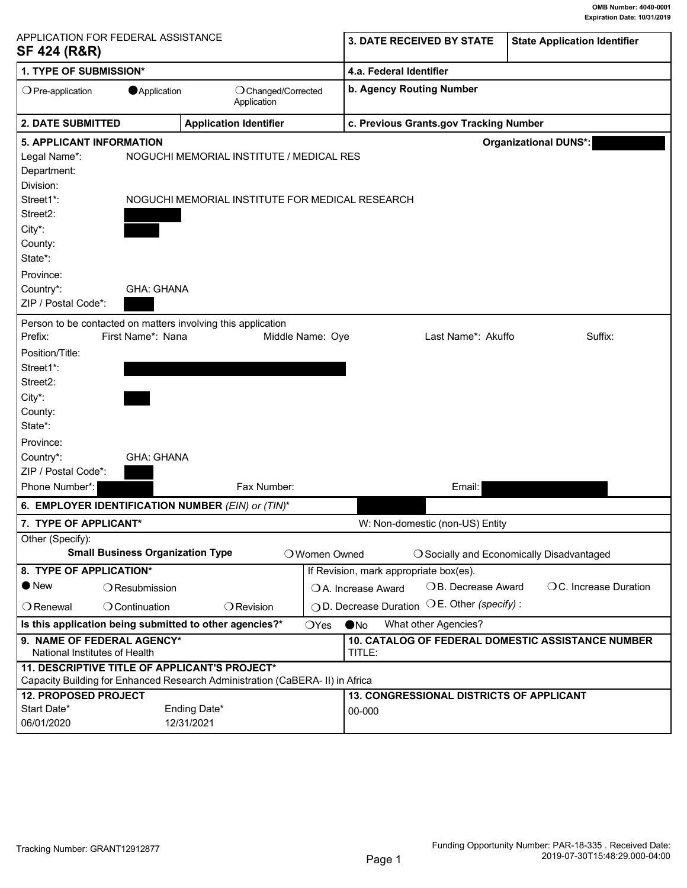OMB Number: 4040-0001
Expiration Date: 10/31/2019

# APPLICATION FOR FEDERAL ASSISTANCE
## SF 424 (R&R)

| | |
|---|---|
| **3. DATE RECEIVED BY STATE** | **State Application Identifier** |

**1. TYPE OF SUBMISSION***

❍ Pre-application ● Application ❍ Changed/Corrected Application

**4.a. Federal Identifier**

**b. Agency Routing Number**

**2. DATE SUBMITTED** | **Application Identifier**

**c. Previous Grants.gov Tracking Number**

**5. APPLICANT INFORMATION** — **Organizational DUNS*:**

| | |
|---|---|
| Legal Name*: | NOGUCHI MEMORIAL INSTITUTE / MEDICAL RES |
| Department: | |
| Division: | |
| Street1*: | NOGUCHI MEMORIAL INSTITUTE FOR MEDICAL RESEARCH |
| Street2: | |
| City*: | |
| County: | |
| State*: | |
| Province: | |
| Country*: | GHA: GHANA |
| ZIP / Postal Code*: | |

Person to be contacted on matters involving this application

| | |
|---|---|
| Prefix: | |
| First Name*: | Nana |
| Middle Name: | Oye |
| Last Name*: | Akuffo |
| Suffix: | |
| Position/Title: | |
| Street1*: | |
| Street2: | |
| City*: | |
| County: | |
| State*: | |
| Province: | |
| Country*: | GHA: GHANA |
| ZIP / Postal Code*: | |
| Phone Number*: | |
| Fax Number: | |
| Email: | |

**6. EMPLOYER IDENTIFICATION NUMBER** *(EIN) or (TIN)**

**7. TYPE OF APPLICANT*** W: Non-domestic (non-US) Entity

Other (Specify):

**Small Business Organization Type** ❍ Women Owned ❍ Socially and Economically Disadvantaged

**8. TYPE OF APPLICATION***

● New ❍ Resubmission ❍ Renewal ❍ Continuation ❍ Revision

If Revision, mark appropriate box(es).

❍ A. Increase Award ❍ B. Decrease Award ❍ C. Increase Duration ❍ D. Decrease Duration ❍ E. Other *(specify)* :

**Is this application being submitted to other agencies?*** ❍Yes ●No What other Agencies?

**9. NAME OF FEDERAL AGENCY***
National Institutes of Health

**10. CATALOG OF FEDERAL DOMESTIC ASSISTANCE NUMBER**
TITLE:

**11. DESCRIPTIVE TITLE OF APPLICANT'S PROJECT***
Capacity Building for Enhanced Research Administration (CaBERA- II) in Africa

**12. PROPOSED PROJECT**

| Start Date* | Ending Date* |
|---|---|
| 06/01/2020 | 12/31/2021 |

**13. CONGRESSIONAL DISTRICTS OF APPLICANT**
00-000

Tracking Number: GRANT12912877

Funding Opportunity Number: PAR-18-335 . Received Date: 2019-07-30T15:48:29.000-04:00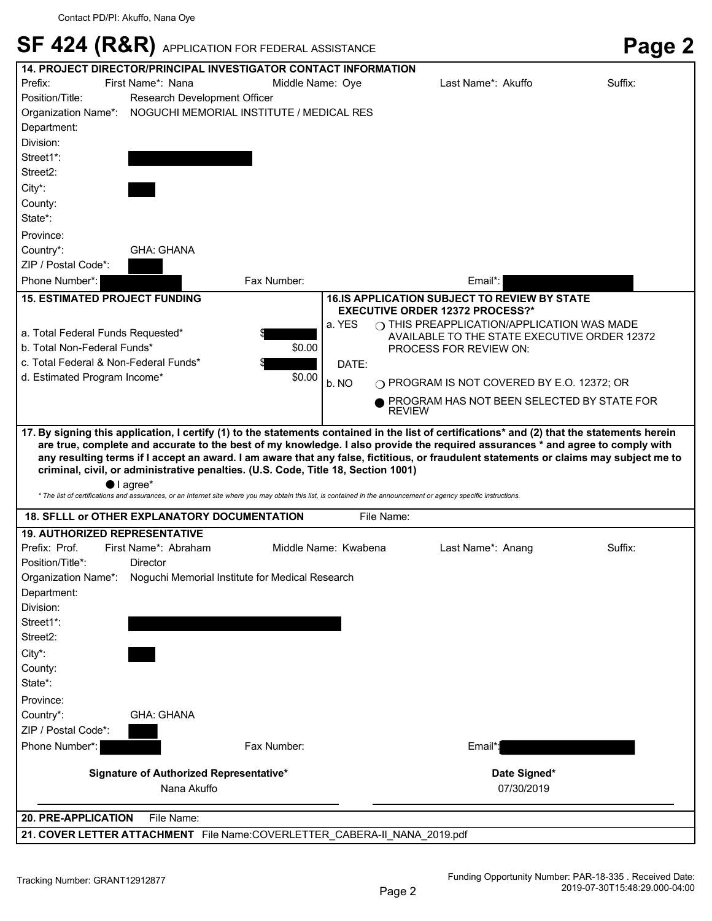Contact PD/PI: Akuffo, Nana Oye

# SF 424 (R&R) APPLICATION FOR FEDERAL ASSISTANCE

## Page 2

### 14. PROJECT DIRECTOR/PRINCIPAL INVESTIGATOR CONTACT INFORMATION

Prefix: First Name*: Nana Middle Name: Oye Last Name*: Akuffo Suffix:

Position/Title: Research Development Officer

Organization Name*: NOGUCHI MEMORIAL INSTITUTE / MEDICAL RES

Department:

Division:

Street1*: [redacted]

Street2:

City*: [redacted]

County:

State*:

Province:

Country*: GHA: GHANA

ZIP / Postal Code*: [redacted]

Phone Number*: [redacted] Fax Number: Email*: [redacted]

### 15. ESTIMATED PROJECT FUNDING

| | |
|---|---|
| a. Total Federal Funds Requested* | $[redacted] |
| b. Total Non-Federal Funds* | $0.00 |
| c. Total Federal & Non-Federal Funds* | $[redacted] |
| d. Estimated Program Income* | $0.00 |

### 16. IS APPLICATION SUBJECT TO REVIEW BY STATE EXECUTIVE ORDER 12372 PROCESS?*

a. YES ○ THIS PREAPPLICATION/APPLICATION WAS MADE AVAILABLE TO THE STATE EXECUTIVE ORDER 12372 PROCESS FOR REVIEW ON:

DATE:

b. NO ○ PROGRAM IS NOT COVERED BY E.O. 12372; OR

● PROGRAM HAS NOT BEEN SELECTED BY STATE FOR REVIEW

**17. By signing this application, I certify (1) to the statements contained in the list of certifications* and (2) that the statements herein are true, complete and accurate to the best of my knowledge. I also provide the required assurances * and agree to comply with any resulting terms if I accept an award. I am aware that any false, fictitious, or fraudulent statements or claims may subject me to criminal, civil, or administrative penalties. (U.S. Code, Title 18, Section 1001)**

● I agree*

*\* The list of certifications and assurances, or an Internet site where you may obtain this list, is contained in the announcement or agency specific instructions.*

### 18. SFLLL or OTHER EXPLANATORY DOCUMENTATION

File Name:

### 19. AUTHORIZED REPRESENTATIVE

Prefix: Prof. First Name*: Abraham Middle Name: Kwabena Last Name*: Anang Suffix:

Position/Title*: Director

Organization Name*: Noguchi Memorial Institute for Medical Research

Department:

Division:

Street1*: [redacted]

Street2:

City*: [redacted]

County:

State*:

Province:

Country*: GHA: GHANA

ZIP / Postal Code*: [redacted]

Phone Number*: [redacted] Fax Number: Email*: [redacted]

| Signature of Authorized Representative* | Date Signed* |
|---|---|
| Nana Akuffo | 07/30/2019 |

### 20. PRE-APPLICATION

File Name:

### 21. COVER LETTER ATTACHMENT

File Name: COVERLETTER_CABERA-II_NANA_2019.pdf

Tracking Number: GRANT12912877

Funding Opportunity Number: PAR-18-335 . Received Date: 2019-07-30T15:48:29.000-04:00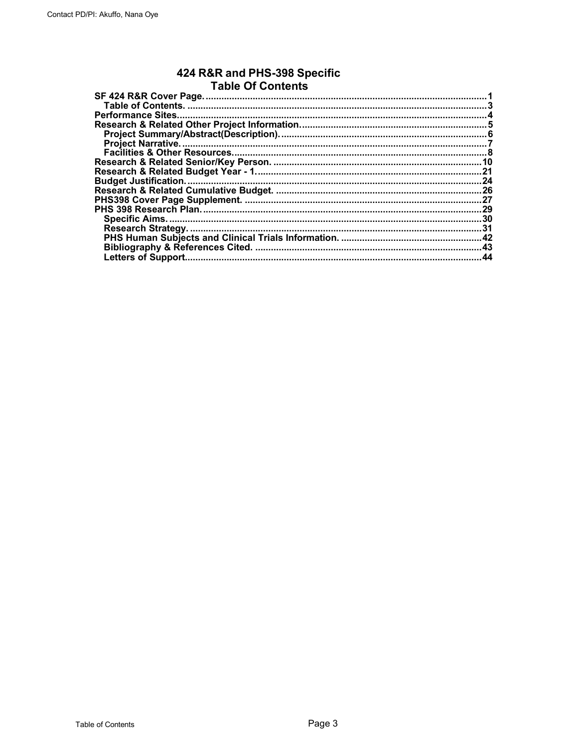# 424 R&R and PHS-398 Specific
# Table Of Contents

- SF 424 R&R Cover Page. ........................................................................................................1
  - Table of Contents. ..............................................................................................................3
- Performance Sites................................................................................................................4
- Research & Related Other Project Information.....................................................................5
  - Project Summary/Abstract(Description)..............................................................................6
  - Project Narrative. ...............................................................................................................7
  - Facilities & Other Resources...............................................................................................8
- Research & Related Senior/Key Person. ..............................................................................10
- Research & Related Budget Year - 1...................................................................................21
- Budget Justification. ...........................................................................................................24
- Research & Related Cumulative Budget. .............................................................................26
- PHS398 Cover Page Supplement. ........................................................................................27
- PHS 398 Research Plan. ......................................................................................................29
  - Specific Aims. ...................................................................................................................30
  - Research Strategy. ............................................................................................................31
  - PHS Human Subjects and Clinical Trials Information. .....................................................42
  - Bibliography & References Cited. ....................................................................................43
  - Letters of Support.............................................................................................................44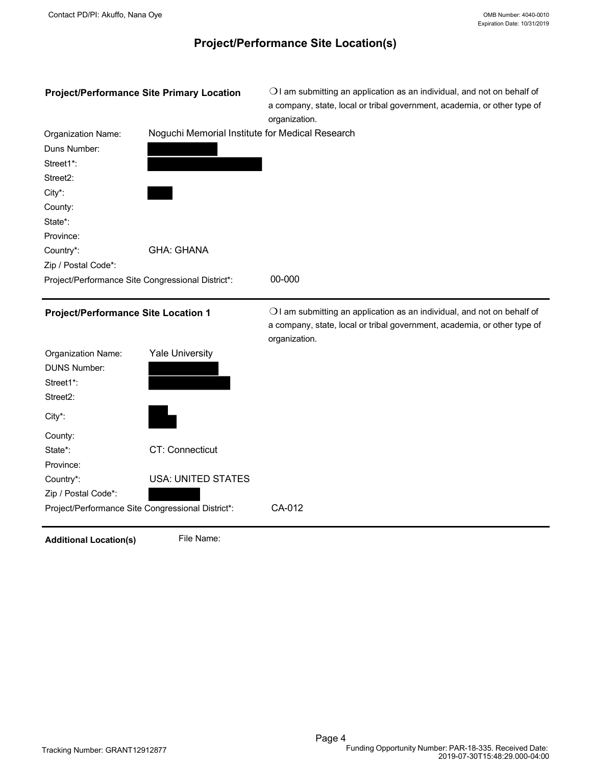# Project/Performance Site Location(s)

**Project/Performance Site Primary Location**

❍ I am submitting an application as an individual, and not on behalf of a company, state, local or tribal government, academia, or other type of organization.

| | |
|---|---|
| Organization Name: | Noguchi Memorial Institute for Medical Research |
| Duns Number: | |
| Street1*: | |
| Street2: | |
| City*: | |
| County: | |
| State*: | |
| Province: | |
| Country*: | GHA: GHANA |
| Zip / Postal Code*: | |
| Project/Performance Site Congressional District*: | 00-000 |

---

**Project/Performance Site Location 1**

❍ I am submitting an application as an individual, and not on behalf of a company, state, local or tribal government, academia, or other type of organization.

| | |
|---|---|
| Organization Name: | Yale University |
| DUNS Number: | |
| Street1*: | |
| Street2: | |
| City*: | |
| County: | |
| State*: | CT: Connecticut |
| Province: | |
| Country*: | USA: UNITED STATES |
| Zip / Postal Code*: | |
| Project/Performance Site Congressional District*: | CA-012 |

---

**Additional Location(s)** File Name: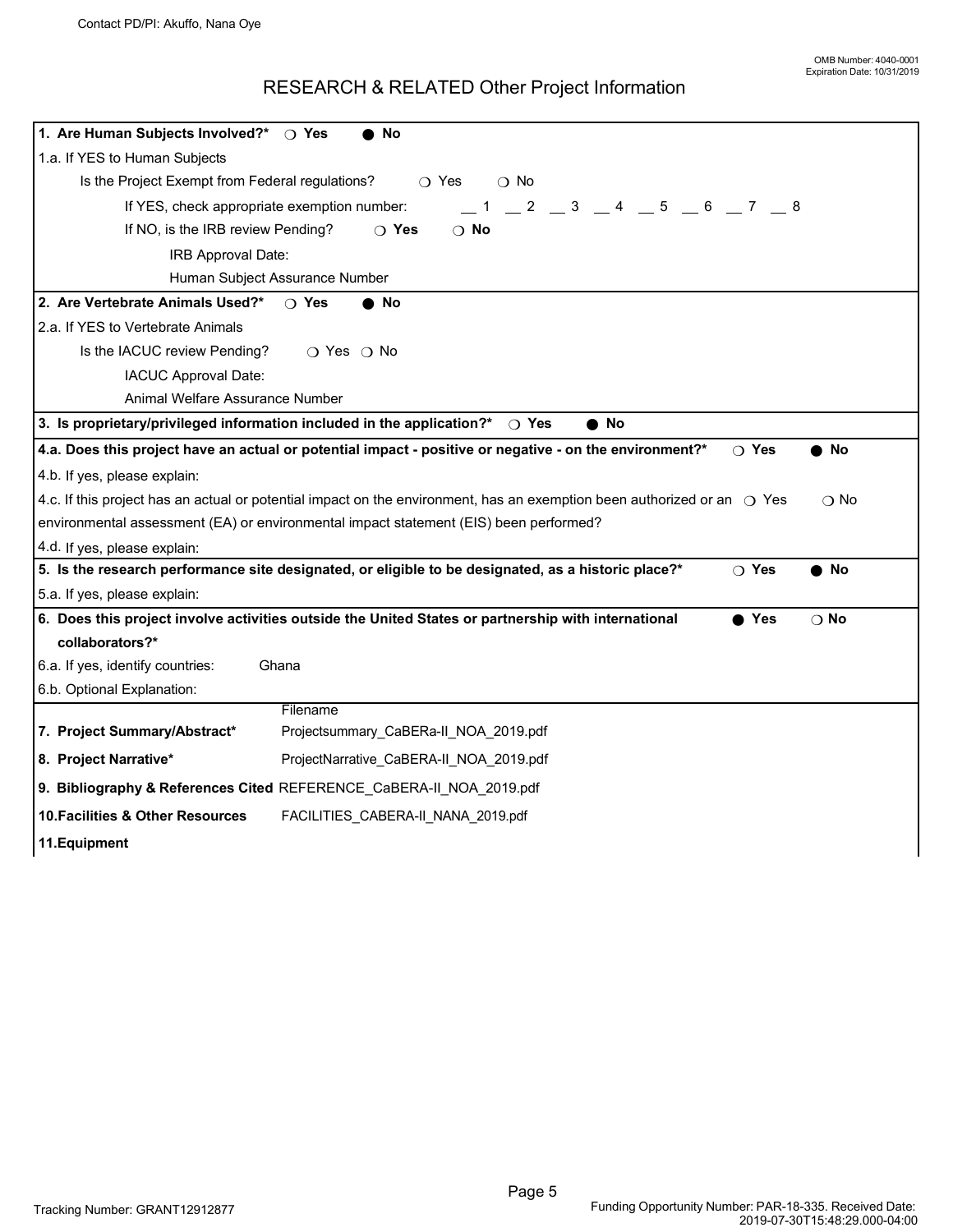OMB Number: 4040-0001
Expiration Date: 10/31/2019

# RESEARCH & RELATED Other Project Information

**1. Are Human Subjects Involved?*** ❍ Yes ● No

1.a. If YES to Human Subjects

Is the Project Exempt from Federal regulations? ❍ Yes ❍ No

If YES, check appropriate exemption number: __ 1 __ 2 __ 3 __ 4 __ 5 __ 6 __ 7 __ 8

If NO, is the IRB review Pending? ❍ Yes ❍ No

IRB Approval Date:

Human Subject Assurance Number

**2. Are Vertebrate Animals Used?*** ❍ Yes ● No

2.a. If YES to Vertebrate Animals

Is the IACUC review Pending? ❍ Yes ❍ No

IACUC Approval Date:

Animal Welfare Assurance Number

**3. Is proprietary/privileged information included in the application?*** ❍ Yes ● No

**4.a. Does this project have an actual or potential impact - positive or negative - on the environment?*** ❍ Yes ● No

4.b. If yes, please explain:

4.c. If this project has an actual or potential impact on the environment, has an exemption been authorized or an environmental assessment (EA) or environmental impact statement (EIS) been performed? ❍ Yes ❍ No

4.d. If yes, please explain:

**5. Is the research performance site designated, or eligible to be designated, as a historic place?*** ❍ Yes ● No

5.a. If yes, please explain:

**6. Does this project involve activities outside the United States or partnership with international collaborators?*** ● Yes ❍ No

6.a. If yes, identify countries: Ghana

6.b. Optional Explanation:

| | Filename |
|---|---|
| **7. Project Summary/Abstract*** | Projectsummary_CaBERa-II_NOA_2019.pdf |
| **8. Project Narrative*** | ProjectNarrative_CaBERA-II_NOA_2019.pdf |
| **9. Bibliography & References Cited** | REFERENCE_CaBERA-II_NOA_2019.pdf |
| **10.Facilities & Other Resources** | FACILITIES_CABERA-II_NANA_2019.pdf |
| **11.Equipment** | |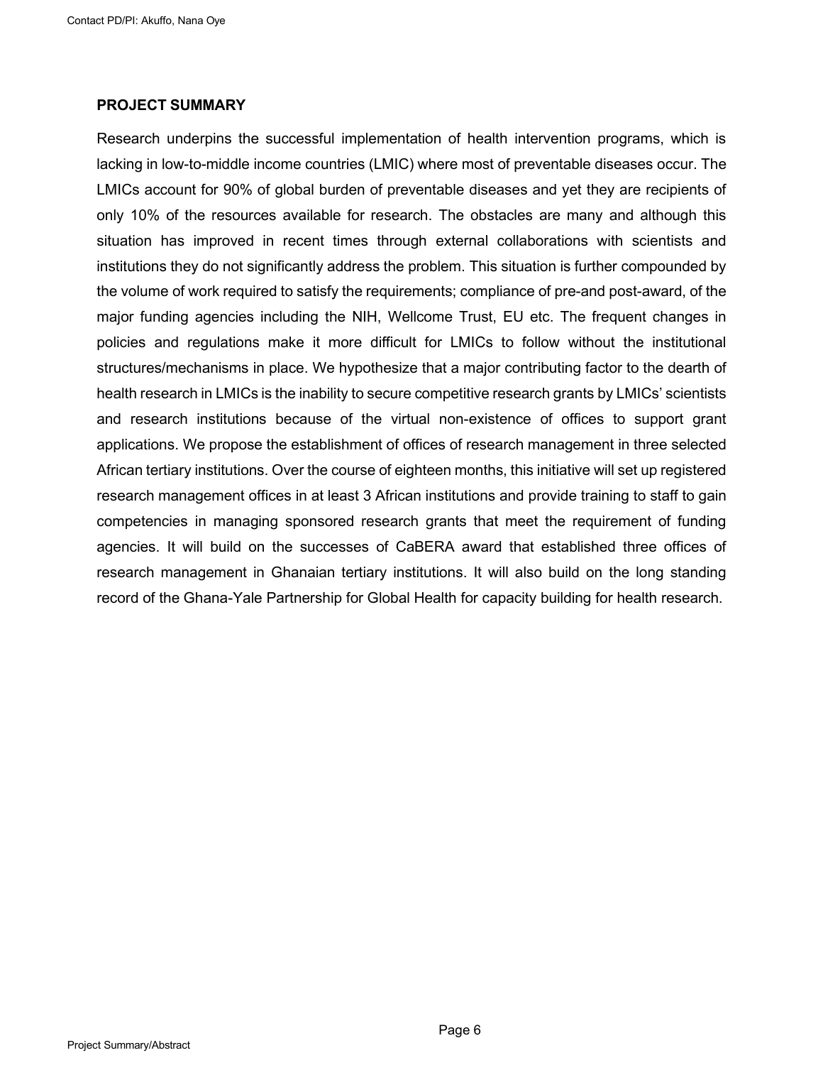## PROJECT SUMMARY

Research underpins the successful implementation of health intervention programs, which is lacking in low-to-middle income countries (LMIC) where most of preventable diseases occur. The LMICs account for 90% of global burden of preventable diseases and yet they are recipients of only 10% of the resources available for research. The obstacles are many and although this situation has improved in recent times through external collaborations with scientists and institutions they do not significantly address the problem. This situation is further compounded by the volume of work required to satisfy the requirements; compliance of pre-and post-award, of the major funding agencies including the NIH, Wellcome Trust, EU etc. The frequent changes in policies and regulations make it more difficult for LMICs to follow without the institutional structures/mechanisms in place. We hypothesize that a major contributing factor to the dearth of health research in LMICs is the inability to secure competitive research grants by LMICs' scientists and research institutions because of the virtual non-existence of offices to support grant applications. We propose the establishment of offices of research management in three selected African tertiary institutions. Over the course of eighteen months, this initiative will set up registered research management offices in at least 3 African institutions and provide training to staff to gain competencies in managing sponsored research grants that meet the requirement of funding agencies. It will build on the successes of CaBERA award that established three offices of research management in Ghanaian tertiary institutions. It will also build on the long standing record of the Ghana-Yale Partnership for Global Health for capacity building for health research.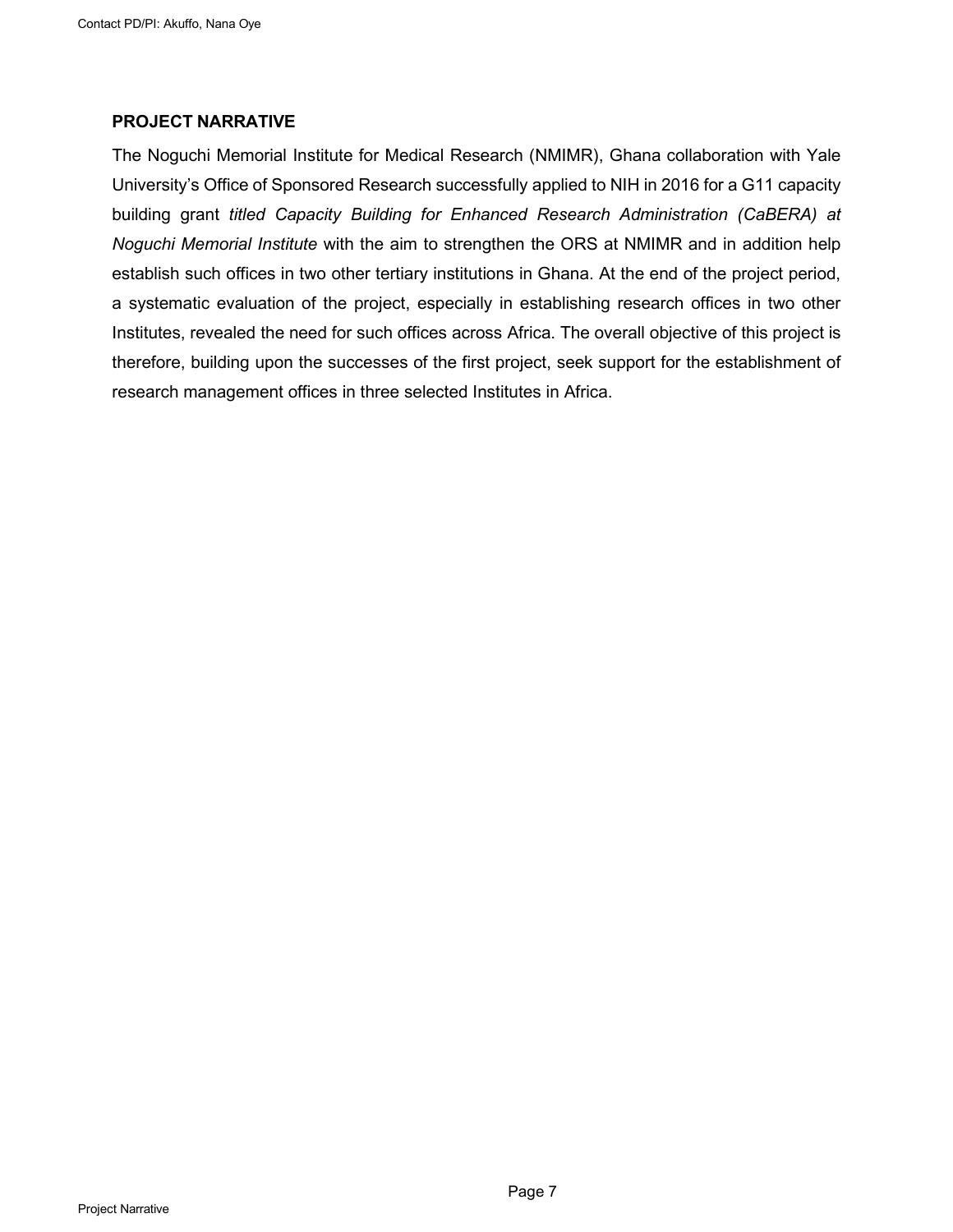## PROJECT NARRATIVE

The Noguchi Memorial Institute for Medical Research (NMIMR), Ghana collaboration with Yale University's Office of Sponsored Research successfully applied to NIH in 2016 for a G11 capacity building grant *titled Capacity Building for Enhanced Research Administration (CaBERA) at Noguchi Memorial Institute* with the aim to strengthen the ORS at NMIMR and in addition help establish such offices in two other tertiary institutions in Ghana. At the end of the project period, a systematic evaluation of the project, especially in establishing research offices in two other Institutes, revealed the need for such offices across Africa. The overall objective of this project is therefore, building upon the successes of the first project, seek support for the establishment of research management offices in three selected Institutes in Africa.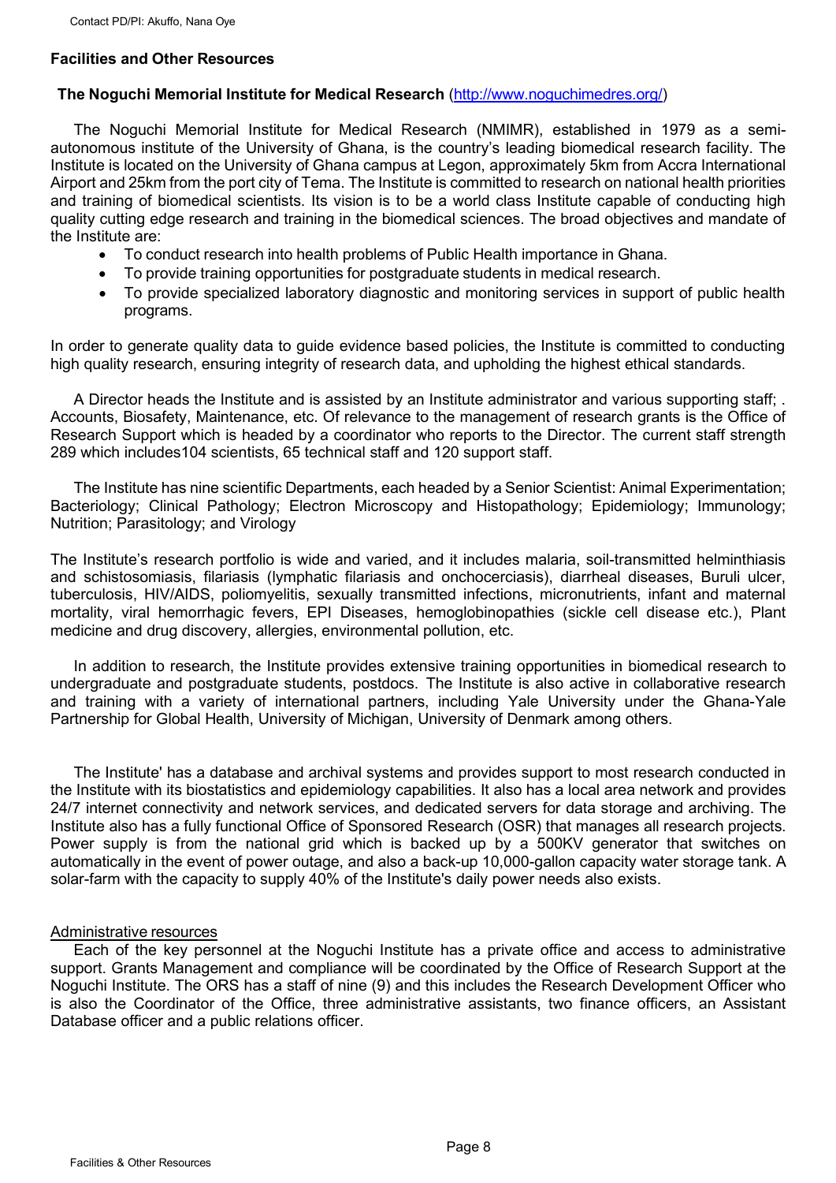## Facilities and Other Resources

### The Noguchi Memorial Institute for Medical Research (http://www.noguchimedres.org/)

The Noguchi Memorial Institute for Medical Research (NMIMR), established in 1979 as a semi-autonomous institute of the University of Ghana, is the country's leading biomedical research facility. The Institute is located on the University of Ghana campus at Legon, approximately 5km from Accra International Airport and 25km from the port city of Tema. The Institute is committed to research on national health priorities and training of biomedical scientists. Its vision is to be a world class Institute capable of conducting high quality cutting edge research and training in the biomedical sciences. The broad objectives and mandate of the Institute are:

- To conduct research into health problems of Public Health importance in Ghana.
- To provide training opportunities for postgraduate students in medical research.
- To provide specialized laboratory diagnostic and monitoring services in support of public health programs.

In order to generate quality data to guide evidence based policies, the Institute is committed to conducting high quality research, ensuring integrity of research data, and upholding the highest ethical standards.

A Director heads the Institute and is assisted by an Institute administrator and various supporting staff; . Accounts, Biosafety, Maintenance, etc. Of relevance to the management of research grants is the Office of Research Support which is headed by a coordinator who reports to the Director. The current staff strength 289 which includes104 scientists, 65 technical staff and 120 support staff.

The Institute has nine scientific Departments, each headed by a Senior Scientist: Animal Experimentation; Bacteriology; Clinical Pathology; Electron Microscopy and Histopathology; Epidemiology; Immunology; Nutrition; Parasitology; and Virology

The Institute's research portfolio is wide and varied, and it includes malaria, soil-transmitted helminthiasis and schistosomiasis, filariasis (lymphatic filariasis and onchocerciasis), diarrheal diseases, Buruli ulcer, tuberculosis, HIV/AIDS, poliomyelitis, sexually transmitted infections, micronutrients, infant and maternal mortality, viral hemorrhagic fevers, EPI Diseases, hemoglobinopathies (sickle cell disease etc.), Plant medicine and drug discovery, allergies, environmental pollution, etc.

In addition to research, the Institute provides extensive training opportunities in biomedical research to undergraduate and postgraduate students, postdocs. The Institute is also active in collaborative research and training with a variety of international partners, including Yale University under the Ghana-Yale Partnership for Global Health, University of Michigan, University of Denmark among others.

The Institute' has a database and archival systems and provides support to most research conducted in the Institute with its biostatistics and epidemiology capabilities. It also has a local area network and provides 24/7 internet connectivity and network services, and dedicated servers for data storage and archiving. The Institute also has a fully functional Office of Sponsored Research (OSR) that manages all research projects. Power supply is from the national grid which is backed up by a 500KV generator that switches on automatically in the event of power outage, and also a back-up 10,000-gallon capacity water storage tank. A solar-farm with the capacity to supply 40% of the Institute's daily power needs also exists.

#### Administrative resources

Each of the key personnel at the Noguchi Institute has a private office and access to administrative support. Grants Management and compliance will be coordinated by the Office of Research Support at the Noguchi Institute. The ORS has a staff of nine (9) and this includes the Research Development Officer who is also the Coordinator of the Office, three administrative assistants, two finance officers, an Assistant Database officer and a public relations officer.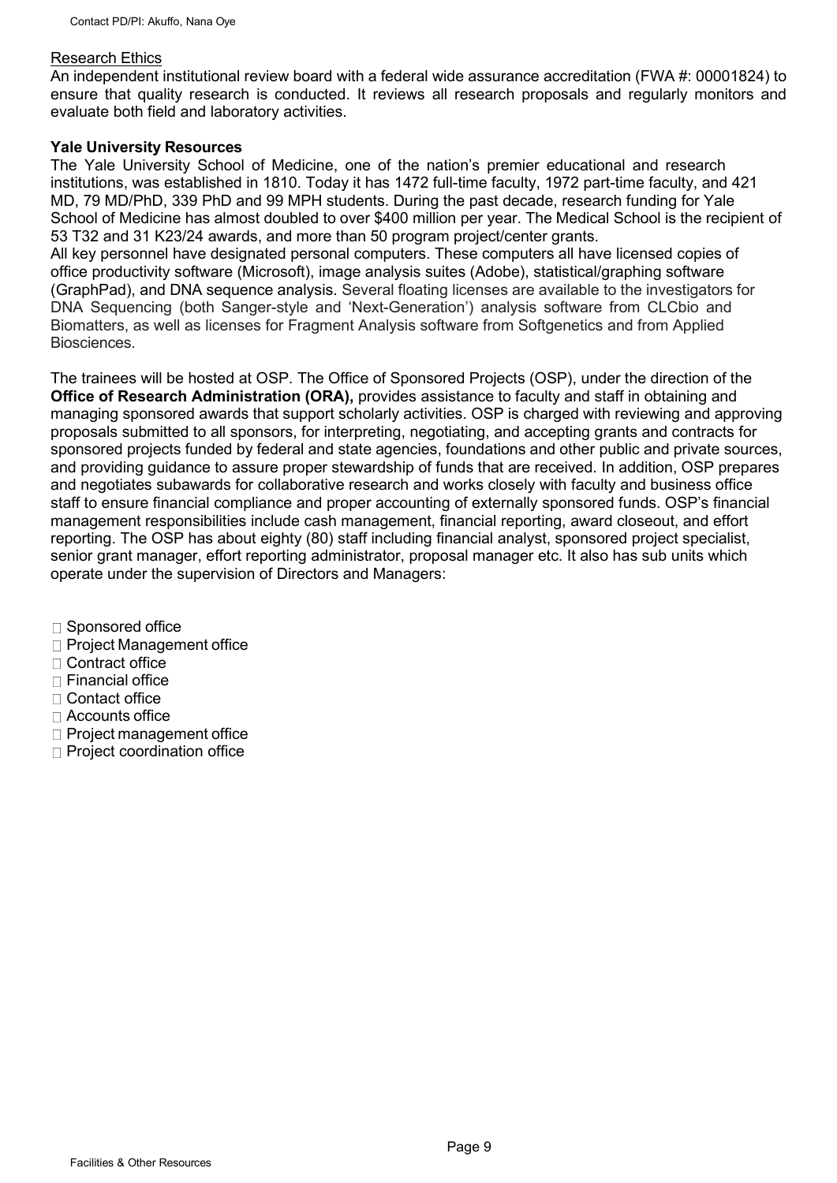Research Ethics

An independent institutional review board with a federal wide assurance accreditation (FWA #: 00001824) to ensure that quality research is conducted. It reviews all research proposals and regularly monitors and evaluate both field and laboratory activities.

**Yale University Resources**

The Yale University School of Medicine, one of the nation's premier educational and research institutions, was established in 1810. Today it has 1472 full-time faculty, 1972 part-time faculty, and 421 MD, 79 MD/PhD, 339 PhD and 99 MPH students. During the past decade, research funding for Yale School of Medicine has almost doubled to over $400 million per year. The Medical School is the recipient of 53 T32 and 31 K23/24 awards, and more than 50 program project/center grants.

All key personnel have designated personal computers. These computers all have licensed copies of office productivity software (Microsoft), image analysis suites (Adobe), statistical/graphing software (GraphPad), and DNA sequence analysis. Several floating licenses are available to the investigators for DNA Sequencing (both Sanger-style and 'Next-Generation') analysis software from CLCbio and Biomatters, as well as licenses for Fragment Analysis software from Softgenetics and from Applied Biosciences.

The trainees will be hosted at OSP. The Office of Sponsored Projects (OSP), under the direction of the **Office of Research Administration (ORA),** provides assistance to faculty and staff in obtaining and managing sponsored awards that support scholarly activities. OSP is charged with reviewing and approving proposals submitted to all sponsors, for interpreting, negotiating, and accepting grants and contracts for sponsored projects funded by federal and state agencies, foundations and other public and private sources, and providing guidance to assure proper stewardship of funds that are received. In addition, OSP prepares and negotiates subawards for collaborative research and works closely with faculty and business office staff to ensure financial compliance and proper accounting of externally sponsored funds. OSP's financial management responsibilities include cash management, financial reporting, award closeout, and effort reporting. The OSP has about eighty (80) staff including financial analyst, sponsored project specialist, senior grant manager, effort reporting administrator, proposal manager etc. It also has sub units which operate under the supervision of Directors and Managers:

- Sponsored office
- Project Management office
- Contract office
- Financial office
- Contact office
- Accounts office
- Project management office
- Project coordination office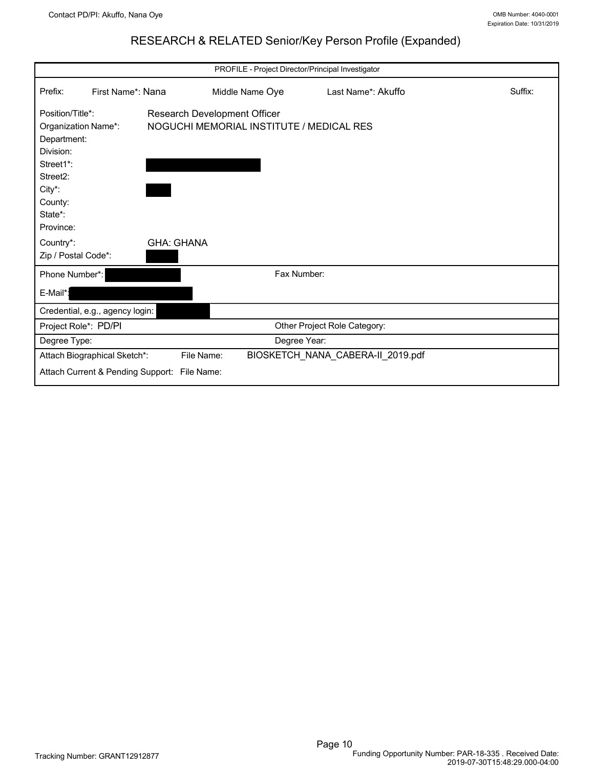# RESEARCH & RELATED Senior/Key Person Profile (Expanded)

| PROFILE - Project Director/Principal Investigator | | | | |
|---|---|---|---|---|
| Prefix: | First Name*: Nana | Middle Name Oye | Last Name*: Akuffo | Suffix: |

| | |
|---|---|
| Position/Title*: | Research Development Officer |
| Organization Name*: | NOGUCHI MEMORIAL INSTITUTE / MEDICAL RES |
| Department: | |
| Division: | |
| Street1*: | [REDACTED] |
| Street2: | |
| City*: | [REDACTED] |
| County: | |
| State*: | |
| Province: | |
| Country*: | GHA: GHANA |
| Zip / Postal Code*: | [REDACTED] |

| | |
|---|---|
| Phone Number*: [REDACTED] | Fax Number: |
| E-Mail*: [REDACTED] | |
| Credential, e.g., agency login: [REDACTED] | |
| Project Role*: PD/PI | Other Project Role Category: |
| Degree Type: | Degree Year: |

| | | |
|---|---|---|
| Attach Biographical Sketch*: | File Name: | BIOSKETCH_NANA_CABERA-II_2019.pdf |
| Attach Current & Pending Support: | File Name: | |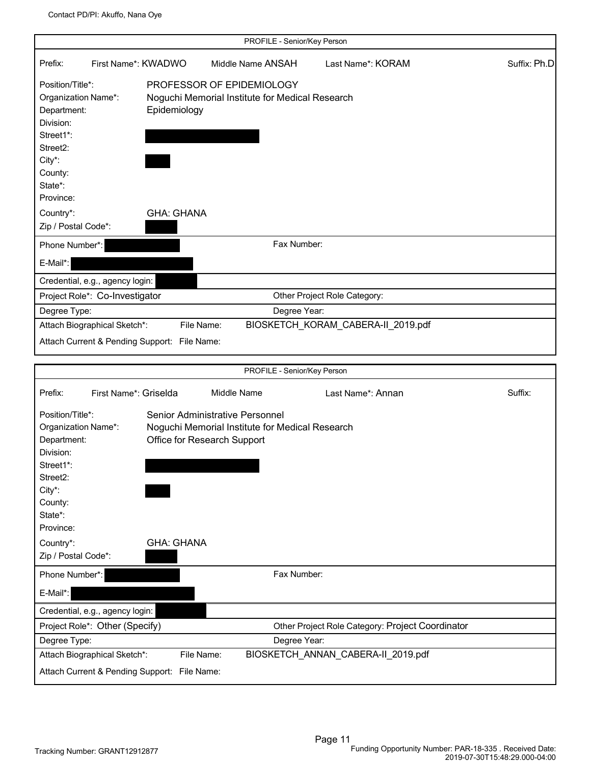## PROFILE - Senior/Key Person

| | | | |
|---|---|---|---|
| Prefix: | First Name*: KWADWO | Middle Name ANSAH | Last Name*: KORAM | Suffix: Ph.D |

| | |
|---|---|
| Position/Title*: | PROFESSOR OF EPIDEMIOLOGY |
| Organization Name*: | Noguchi Memorial Institute for Medical Research |
| Department: | Epidemiology |
| Division: | |
| Street1*: | [REDACTED] |
| Street2: | |
| City*: | [REDACTED] |
| County: | |
| State*: | |
| Province: | |
| Country*: | GHA: GHANA |
| Zip / Postal Code*: | [REDACTED] |
| Phone Number*: | [REDACTED] |
| Fax Number: | |
| E-Mail*: | [REDACTED] |
| Credential, e.g., agency login: | [REDACTED] |
| Project Role*: | Co-Investigator |
| Other Project Role Category: | |
| Degree Type: | |
| Degree Year: | |
| Attach Biographical Sketch*: | File Name: BIOSKETCH_KORAM_CABERA-II_2019.pdf |
| Attach Current & Pending Support: | File Name: |

## PROFILE - Senior/Key Person

| | | | |
|---|---|---|---|
| Prefix: | First Name*: Griselda | Middle Name | Last Name*: Annan | Suffix: |

| | |
|---|---|
| Position/Title*: | Senior Administrative Personnel |
| Organization Name*: | Noguchi Memorial Institute for Medical Research |
| Department: | Office for Research Support |
| Division: | |
| Street1*: | [REDACTED] |
| Street2: | |
| City*: | [REDACTED] |
| County: | |
| State*: | |
| Province: | |
| Country*: | GHA: GHANA |
| Zip / Postal Code*: | [REDACTED] |
| Phone Number*: | [REDACTED] |
| Fax Number: | |
| E-Mail*: | [REDACTED] |
| Credential, e.g., agency login: | [REDACTED] |
| Project Role*: | Other (Specify) |
| Other Project Role Category: | Project Coordinator |
| Degree Type: | |
| Degree Year: | |
| Attach Biographical Sketch*: | File Name: BIOSKETCH_ANNAN_CABERA-II_2019.pdf |
| Attach Current & Pending Support: | File Name: |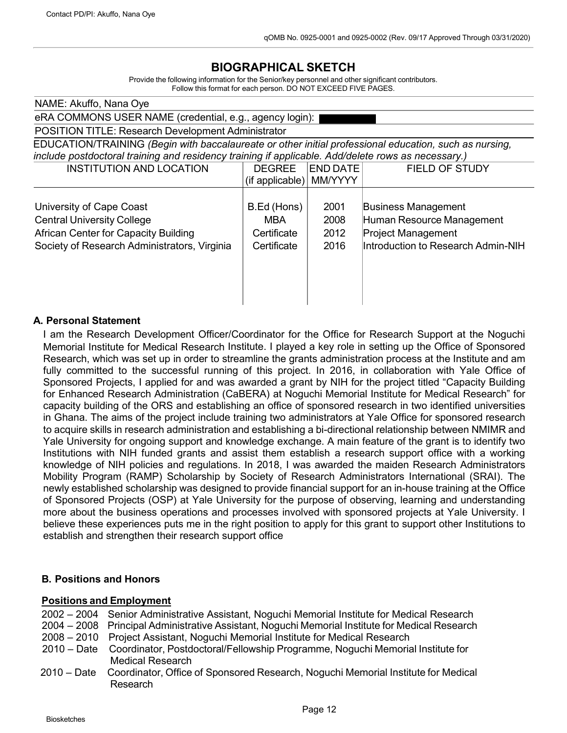# BIOGRAPHICAL SKETCH

Provide the following information for the Senior/key personnel and other significant contributors.
Follow this format for each person. DO NOT EXCEED FIVE PAGES.

NAME: Akuffo, Nana Oye

eRA COMMONS USER NAME (credential, e.g., agency login):

POSITION TITLE: Research Development Administrator

EDUCATION/TRAINING *(Begin with baccalaureate or other initial professional education, such as nursing, include postdoctoral training and residency training if applicable. Add/delete rows as necessary.)*

| INSTITUTION AND LOCATION | DEGREE (if applicable) | END DATE MM/YYYY | FIELD OF STUDY |
|---|---|---|---|
| University of Cape Coast | B.Ed (Hons) | 2001 | Business Management |
| Central University College | MBA | 2008 | Human Resource Management |
| African Center for Capacity Building | Certificate | 2012 | Project Management |
| Society of Research Administrators, Virginia | Certificate | 2016 | Introduction to Research Admin-NIH |

## A. Personal Statement

I am the Research Development Officer/Coordinator for the Office for Research Support at the Noguchi Memorial Institute for Medical Research Institute. I played a key role in setting up the Office of Sponsored Research, which was set up in order to streamline the grants administration process at the Institute and am fully committed to the successful running of this project. In 2016, in collaboration with Yale Office of Sponsored Projects, I applied for and was awarded a grant by NIH for the project titled "Capacity Building for Enhanced Research Administration (CaBERA) at Noguchi Memorial Institute for Medical Research" for capacity building of the ORS and establishing an office of sponsored research in two identified universities in Ghana. The aims of the project include training two administrators at Yale Office for sponsored research to acquire skills in research administration and establishing a bi-directional relationship between NMIMR and Yale University for ongoing support and knowledge exchange. A main feature of the grant is to identify two Institutions with NIH funded grants and assist them establish a research support office with a working knowledge of NIH policies and regulations. In 2018, I was awarded the maiden Research Administrators Mobility Program (RAMP) Scholarship by Society of Research Administrators International (SRAI). The newly established scholarship was designed to provide financial support for an in-house training at the Office of Sponsored Projects (OSP) at Yale University for the purpose of observing, learning and understanding more about the business operations and processes involved with sponsored projects at Yale University. I believe these experiences puts me in the right position to apply for this grant to support other Institutions to establish and strengthen their research support office

## B. Positions and Honors

### Positions and Employment

- 2002 – 2004 Senior Administrative Assistant, Noguchi Memorial Institute for Medical Research
- 2004 – 2008 Principal Administrative Assistant, Noguchi Memorial Institute for Medical Research
- 2008 – 2010 Project Assistant, Noguchi Memorial Institute for Medical Research
- 2010 – Date Coordinator, Postdoctoral/Fellowship Programme, Noguchi Memorial Institute for Medical Research
- 2010 – Date Coordinator, Office of Sponsored Research, Noguchi Memorial Institute for Medical Research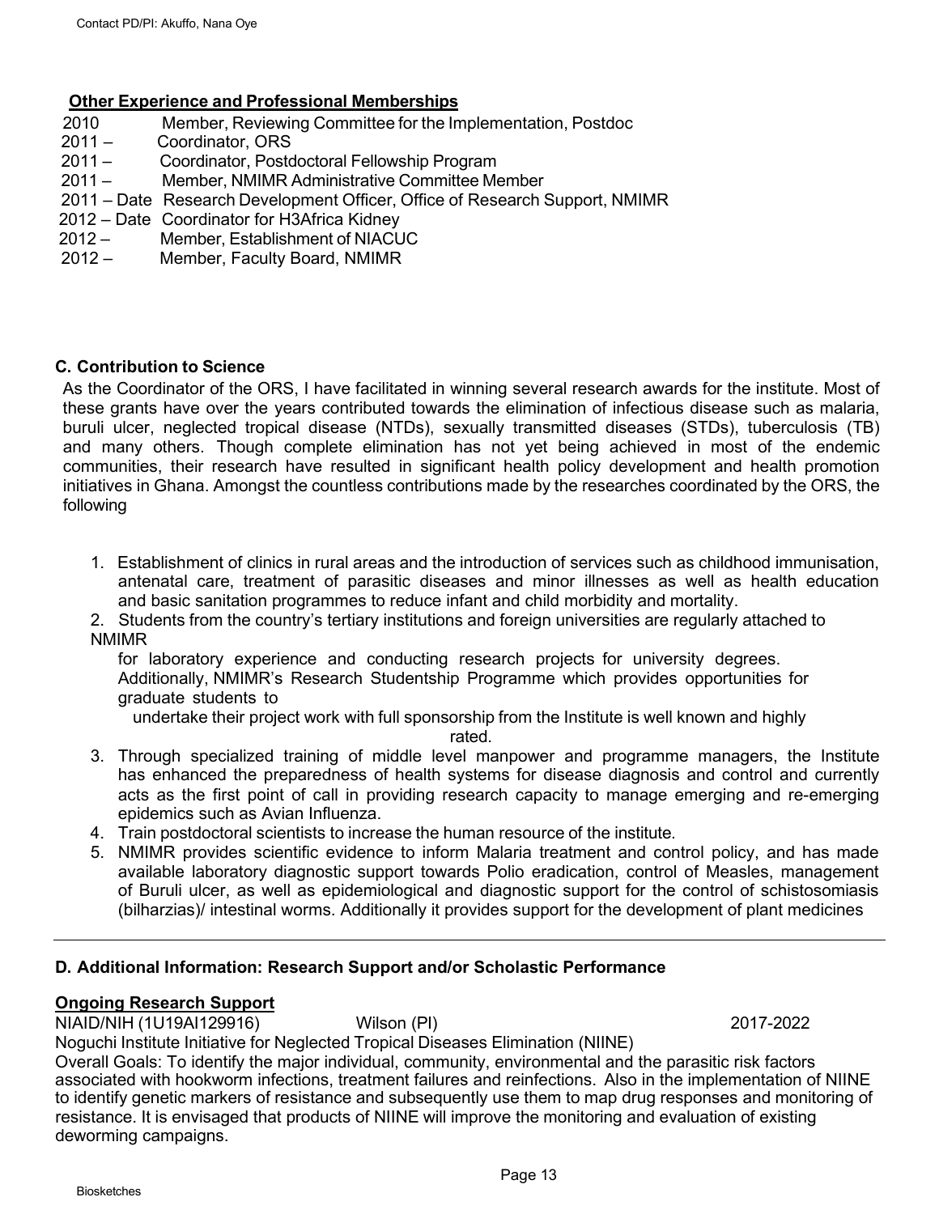**Other Experience and Professional Memberships**

2010 Member, Reviewing Committee for the Implementation, Postdoc
2011 – Coordinator, ORS
2011 – Coordinator, Postdoctoral Fellowship Program
2011 – Member, NMIMR Administrative Committee Member
2011 – Date Research Development Officer, Office of Research Support, NMIMR
2012 – Date Coordinator for H3Africa Kidney
2012 – Member, Establishment of NIACUC
2012 – Member, Faculty Board, NMIMR

### C. Contribution to Science

As the Coordinator of the ORS, I have facilitated in winning several research awards for the institute. Most of these grants have over the years contributed towards the elimination of infectious disease such as malaria, buruli ulcer, neglected tropical disease (NTDs), sexually transmitted diseases (STDs), tuberculosis (TB) and many others. Though complete elimination has not yet being achieved in most of the endemic communities, their research have resulted in significant health policy development and health promotion initiatives in Ghana. Amongst the countless contributions made by the researches coordinated by the ORS, the following

1. Establishment of clinics in rural areas and the introduction of services such as childhood immunisation, antenatal care, treatment of parasitic diseases and minor illnesses as well as health education and basic sanitation programmes to reduce infant and child morbidity and mortality.
2. Students from the country's tertiary institutions and foreign universities are regularly attached to NMIMR for laboratory experience and conducting research projects for university degrees. Additionally, NMIMR's Research Studentship Programme which provides opportunities for graduate students to undertake their project work with full sponsorship from the Institute is well known and highly rated.
3. Through specialized training of middle level manpower and programme managers, the Institute has enhanced the preparedness of health systems for disease diagnosis and control and currently acts as the first point of call in providing research capacity to manage emerging and re-emerging epidemics such as Avian Influenza.
4. Train postdoctoral scientists to increase the human resource of the institute.
5. NMIMR provides scientific evidence to inform Malaria treatment and control policy, and has made available laboratory diagnostic support towards Polio eradication, control of Measles, management of Buruli ulcer, as well as epidemiological and diagnostic support for the control of schistosomiasis (bilharzias)/ intestinal worms. Additionally it provides support for the development of plant medicines

---

### D. Additional Information: Research Support and/or Scholastic Performance

**Ongoing Research Support**

NIAID/NIH (1U19AI129916) Wilson (PI) 2017-2022

Noguchi Institute Initiative for Neglected Tropical Diseases Elimination (NIINE)

Overall Goals: To identify the major individual, community, environmental and the parasitic risk factors associated with hookworm infections, treatment failures and reinfections. Also in the implementation of NIINE to identify genetic markers of resistance and subsequently use them to map drug responses and monitoring of resistance. It is envisaged that products of NIINE will improve the monitoring and evaluation of existing deworming campaigns.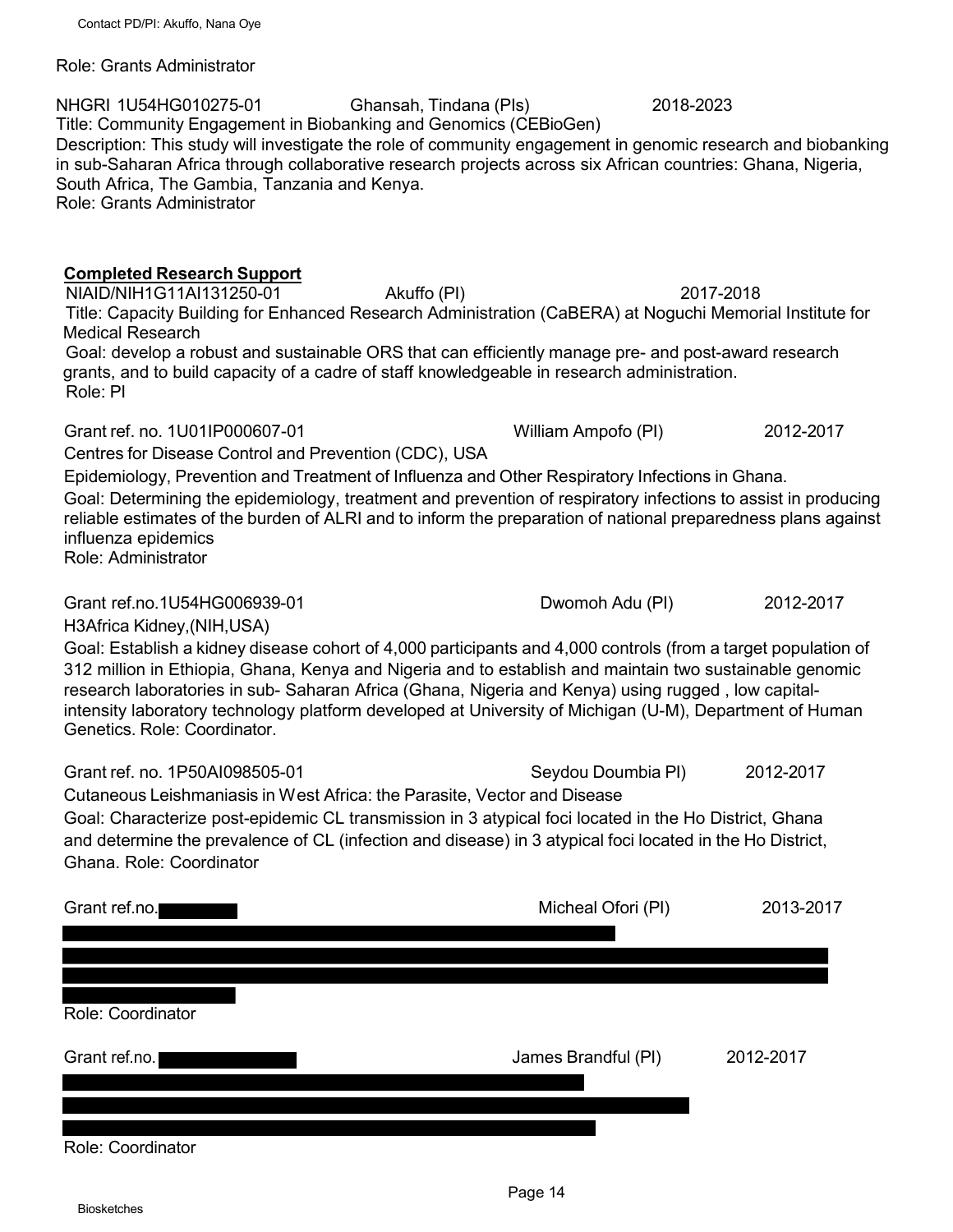Role: Grants Administrator

NHGRI 1U54HG010275-01 Ghansah, Tindana (PIs) 2018-2023
Title: Community Engagement in Biobanking and Genomics (CEBioGen)
Description: This study will investigate the role of community engagement in genomic research and biobanking in sub-Saharan Africa through collaborative research projects across six African countries: Ghana, Nigeria, South Africa, The Gambia, Tanzania and Kenya.
Role: Grants Administrator

**Completed Research Support**

NIAID/NIH1G11AI131250-01 Akuffo (PI) 2017-2018
Title: Capacity Building for Enhanced Research Administration (CaBERA) at Noguchi Memorial Institute for Medical Research
Goal: develop a robust and sustainable ORS that can efficiently manage pre- and post-award research grants, and to build capacity of a cadre of staff knowledgeable in research administration.
Role: PI

Grant ref. no. 1U01IP000607-01 William Ampofo (PI) 2012-2017
Centres for Disease Control and Prevention (CDC), USA
Epidemiology, Prevention and Treatment of Influenza and Other Respiratory Infections in Ghana.
Goal: Determining the epidemiology, treatment and prevention of respiratory infections to assist in producing reliable estimates of the burden of ALRI and to inform the preparation of national preparedness plans against influenza epidemics
Role: Administrator

Grant ref.no.1U54HG006939-01 Dwomoh Adu (PI) 2012-2017
H3Africa Kidney,(NIH,USA)
Goal: Establish a kidney disease cohort of 4,000 participants and 4,000 controls (from a target population of 312 million in Ethiopia, Ghana, Kenya and Nigeria and to establish and maintain two sustainable genomic research laboratories in sub- Saharan Africa (Ghana, Nigeria and Kenya) using rugged , low capital-intensity laboratory technology platform developed at University of Michigan (U-M), Department of Human Genetics. Role: Coordinator.

Grant ref. no. 1P50AI098505-01 Seydou Doumbia PI) 2012-2017
Cutaneous Leishmaniasis in West Africa: the Parasite, Vector and Disease
Goal: Characterize post-epidemic CL transmission in 3 atypical foci located in the Ho District, Ghana and determine the prevalence of CL (infection and disease) in 3 atypical foci located in the Ho District, Ghana. Role: Coordinator

Grant ref.no. [REDACTED] Micheal Ofori (PI) 2013-2017
[REDACTED]
Role: Coordinator

Grant ref.no. [REDACTED] James Brandful (PI) 2012-2017
[REDACTED]
Role: Coordinator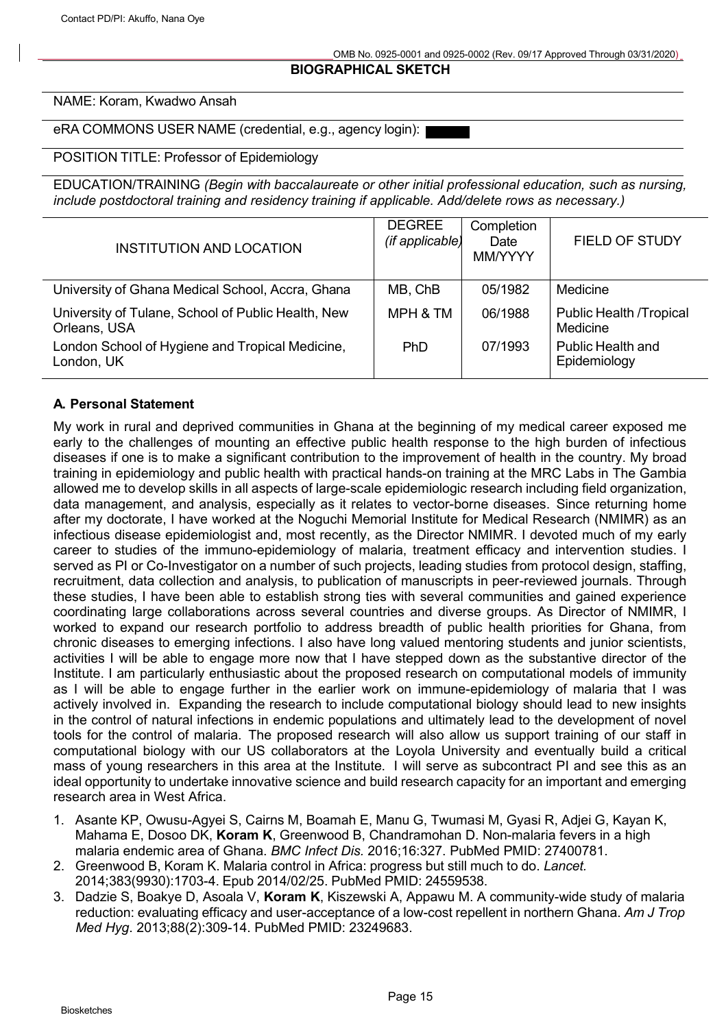## BIOGRAPHICAL SKETCH

NAME: Koram, Kwadwo Ansah

eRA COMMONS USER NAME (credential, e.g., agency login):

POSITION TITLE: Professor of Epidemiology

EDUCATION/TRAINING *(Begin with baccalaureate or other initial professional education, such as nursing, include postdoctoral training and residency training if applicable. Add/delete rows as necessary.)*

| INSTITUTION AND LOCATION | DEGREE *(if applicable)* | Completion Date MM/YYYY | FIELD OF STUDY |
|---|---|---|---|
| University of Ghana Medical School, Accra, Ghana | MB, ChB | 05/1982 | Medicine |
| University of Tulane, School of Public Health, New Orleans, USA | MPH & TM | 06/1988 | Public Health /Tropical Medicine |
| London School of Hygiene and Tropical Medicine, London, UK | PhD | 07/1993 | Public Health and Epidemiology |

### A. Personal Statement

My work in rural and deprived communities in Ghana at the beginning of my medical career exposed me early to the challenges of mounting an effective public health response to the high burden of infectious diseases if one is to make a significant contribution to the improvement of health in the country. My broad training in epidemiology and public health with practical hands-on training at the MRC Labs in The Gambia allowed me to develop skills in all aspects of large-scale epidemiologic research including field organization, data management, and analysis, especially as it relates to vector-borne diseases. Since returning home after my doctorate, I have worked at the Noguchi Memorial Institute for Medical Research (NMIMR) as an infectious disease epidemiologist and, most recently, as the Director NMIMR. I devoted much of my early career to studies of the immuno-epidemiology of malaria, treatment efficacy and intervention studies. I served as PI or Co-Investigator on a number of such projects, leading studies from protocol design, staffing, recruitment, data collection and analysis, to publication of manuscripts in peer-reviewed journals. Through these studies, I have been able to establish strong ties with several communities and gained experience coordinating large collaborations across several countries and diverse groups. As Director of NMIMR, I worked to expand our research portfolio to address breadth of public health priorities for Ghana, from chronic diseases to emerging infections. I also have long valued mentoring students and junior scientists, activities I will be able to engage more now that I have stepped down as the substantive director of the Institute. I am particularly enthusiastic about the proposed research on computational models of immunity as I will be able to engage further in the earlier work on immune-epidemiology of malaria that I was actively involved in. Expanding the research to include computational biology should lead to new insights in the control of natural infections in endemic populations and ultimately lead to the development of novel tools for the control of malaria. The proposed research will also allow us support training of our staff in computational biology with our US collaborators at the Loyola University and eventually build a critical mass of young researchers in this area at the Institute. I will serve as subcontract PI and see this as an ideal opportunity to undertake innovative science and build research capacity for an important and emerging research area in West Africa.

1. Asante KP, Owusu-Agyei S, Cairns M, Boamah E, Manu G, Twumasi M, Gyasi R, Adjei G, Kayan K, Mahama E, Dosoo DK, **Koram K**, Greenwood B, Chandramohan D. Non-malaria fevers in a high malaria endemic area of Ghana. *BMC Infect Dis.* 2016;16:327. PubMed PMID: 27400781.
2. Greenwood B, Koram K. Malaria control in Africa: progress but still much to do. *Lancet.* 2014;383(9930):1703-4. Epub 2014/02/25. PubMed PMID: 24559538.
3. Dadzie S, Boakye D, Asoala V, **Koram K**, Kiszewski A, Appawu M. A community-wide study of malaria reduction: evaluating efficacy and user-acceptance of a low-cost repellent in northern Ghana. *Am J Trop Med Hyg*. 2013;88(2):309-14. PubMed PMID: 23249683.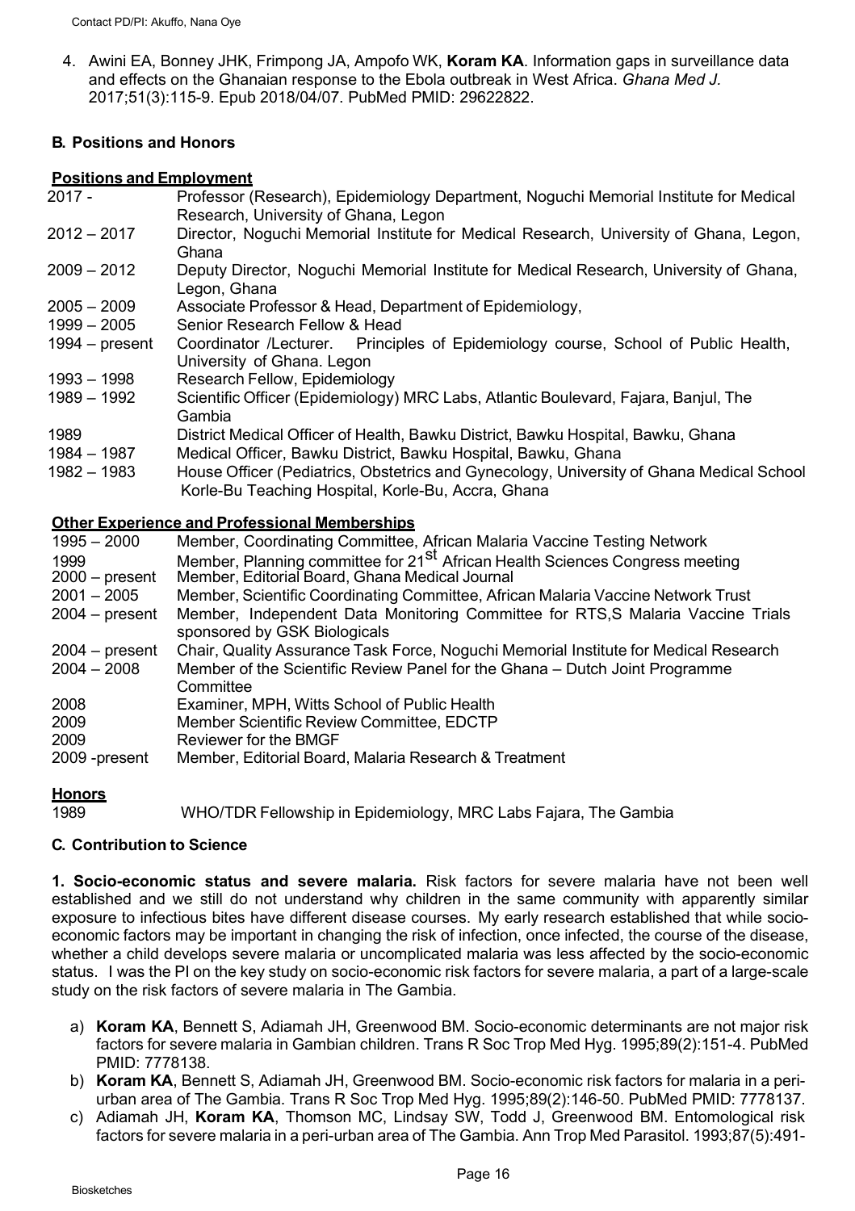4. Awini EA, Bonney JHK, Frimpong JA, Ampofo WK, **Koram KA**. Information gaps in surveillance data and effects on the Ghanaian response to the Ebola outbreak in West Africa. *Ghana Med J.* 2017;51(3):115-9. Epub 2018/04/07. PubMed PMID: 29622822.

## B. Positions and Honors

### Positions and Employment

| | |
|---|---|
| 2017 - | Professor (Research), Epidemiology Department, Noguchi Memorial Institute for Medical Research, University of Ghana, Legon |
| 2012 – 2017 | Director, Noguchi Memorial Institute for Medical Research, University of Ghana, Legon, Ghana |
| 2009 – 2012 | Deputy Director, Noguchi Memorial Institute for Medical Research, University of Ghana, Legon, Ghana |
| 2005 – 2009 | Associate Professor & Head, Department of Epidemiology, |
| 1999 – 2005 | Senior Research Fellow & Head |
| 1994 – present | Coordinator /Lecturer. Principles of Epidemiology course, School of Public Health, University of Ghana. Legon |
| 1993 – 1998 | Research Fellow, Epidemiology |
| 1989 – 1992 | Scientific Officer (Epidemiology) MRC Labs, Atlantic Boulevard, Fajara, Banjul, The Gambia |
| 1989 | District Medical Officer of Health, Bawku District, Bawku Hospital, Bawku, Ghana |
| 1984 – 1987 | Medical Officer, Bawku District, Bawku Hospital, Bawku, Ghana |
| 1982 – 1983 | House Officer (Pediatrics, Obstetrics and Gynecology, University of Ghana Medical School Korle-Bu Teaching Hospital, Korle-Bu, Accra, Ghana |

### Other Experience and Professional Memberships

| | |
|---|---|
| 1995 – 2000 | Member, Coordinating Committee, African Malaria Vaccine Testing Network |
| 1999 | Member, Planning committee for 21st African Health Sciences Congress meeting |
| 2000 – present | Member, Editorial Board, Ghana Medical Journal |
| 2001 – 2005 | Member, Scientific Coordinating Committee, African Malaria Vaccine Network Trust |
| 2004 – present | Member, Independent Data Monitoring Committee for RTS,S Malaria Vaccine Trials sponsored by GSK Biologicals |
| 2004 – present | Chair, Quality Assurance Task Force, Noguchi Memorial Institute for Medical Research |
| 2004 – 2008 | Member of the Scientific Review Panel for the Ghana – Dutch Joint Programme Committee |
| 2008 | Examiner, MPH, Witts School of Public Health |
| 2009 | Member Scientific Review Committee, EDCTP |
| 2009 | Reviewer for the BMGF |
| 2009 -present | Member, Editorial Board, Malaria Research & Treatment |

### Honors

| | |
|---|---|
| 1989 | WHO/TDR Fellowship in Epidemiology, MRC Labs Fajara, The Gambia |

## C. Contribution to Science

**1. Socio-economic status and severe malaria.** Risk factors for severe malaria have not been well established and we still do not understand why children in the same community with apparently similar exposure to infectious bites have different disease courses. My early research established that while socio-economic factors may be important in changing the risk of infection, once infected, the course of the disease, whether a child develops severe malaria or uncomplicated malaria was less affected by the socio-economic status. I was the PI on the key study on socio-economic risk factors for severe malaria, a part of a large-scale study on the risk factors of severe malaria in The Gambia.

a) **Koram KA**, Bennett S, Adiamah JH, Greenwood BM. Socio-economic determinants are not major risk factors for severe malaria in Gambian children. Trans R Soc Trop Med Hyg. 1995;89(2):151-4. PubMed PMID: 7778138.

b) **Koram KA**, Bennett S, Adiamah JH, Greenwood BM. Socio-economic risk factors for malaria in a peri-urban area of The Gambia. Trans R Soc Trop Med Hyg. 1995;89(2):146-50. PubMed PMID: 7778137.

c) Adiamah JH, **Koram KA**, Thomson MC, Lindsay SW, Todd J, Greenwood BM. Entomological risk factors for severe malaria in a peri-urban area of The Gambia. Ann Trop Med Parasitol. 1993;87(5):491-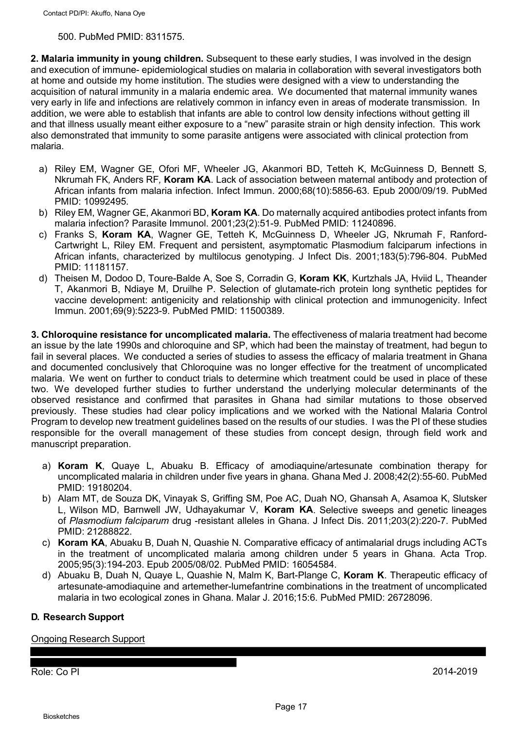500. PubMed PMID: 8311575.

**2. Malaria immunity in young children.** Subsequent to these early studies, I was involved in the design and execution of immune- epidemiological studies on malaria in collaboration with several investigators both at home and outside my home institution. The studies were designed with a view to understanding the acquisition of natural immunity in a malaria endemic area. We documented that maternal immunity wanes very early in life and infections are relatively common in infancy even in areas of moderate transmission. In addition, we were able to establish that infants are able to control low density infections without getting ill and that illness usually meant either exposure to a "new" parasite strain or high density infection. This work also demonstrated that immunity to some parasite antigens were associated with clinical protection from malaria.

a) Riley EM, Wagner GE, Ofori MF, Wheeler JG, Akanmori BD, Tetteh K, McGuinness D, Bennett S, Nkrumah FK, Anders RF, **Koram KA**. Lack of association between maternal antibody and protection of African infants from malaria infection. Infect Immun. 2000;68(10):5856-63. Epub 2000/09/19. PubMed PMID: 10992495.
b) Riley EM, Wagner GE, Akanmori BD, **Koram KA**. Do maternally acquired antibodies protect infants from malaria infection? Parasite Immunol. 2001;23(2):51-9. PubMed PMID: 11240896.
c) Franks S, **Koram KA**, Wagner GE, Tetteh K, McGuinness D, Wheeler JG, Nkrumah F, Ranford-Cartwright L, Riley EM. Frequent and persistent, asymptomatic Plasmodium falciparum infections in African infants, characterized by multilocus genotyping. J Infect Dis. 2001;183(5):796-804. PubMed PMID: 11181157.
d) Theisen M, Dodoo D, Toure-Balde A, Soe S, Corradin G, **Koram KK**, Kurtzhals JA, Hviid L, Theander T, Akanmori B, Ndiaye M, Druilhe P. Selection of glutamate-rich protein long synthetic peptides for vaccine development: antigenicity and relationship with clinical protection and immunogenicity. Infect Immun. 2001;69(9):5223-9. PubMed PMID: 11500389.

**3. Chloroquine resistance for uncomplicated malaria.** The effectiveness of malaria treatment had become an issue by the late 1990s and chloroquine and SP, which had been the mainstay of treatment, had begun to fail in several places. We conducted a series of studies to assess the efficacy of malaria treatment in Ghana and documented conclusively that Chloroquine was no longer effective for the treatment of uncomplicated malaria. We went on further to conduct trials to determine which treatment could be used in place of these two. We developed further studies to further understand the underlying molecular determinants of the observed resistance and confirmed that parasites in Ghana had similar mutations to those observed previously. These studies had clear policy implications and we worked with the National Malaria Control Program to develop new treatment guidelines based on the results of our studies. I was the PI of these studies responsible for the overall management of these studies from concept design, through field work and manuscript preparation.

a) **Koram K**, Quaye L, Abuaku B. Efficacy of amodiaquine/artesunate combination therapy for uncomplicated malaria in children under five years in ghana. Ghana Med J. 2008;42(2):55-60. PubMed PMID: 19180204.
b) Alam MT, de Souza DK, Vinayak S, Griffing SM, Poe AC, Duah NO, Ghansah A, Asamoa K, Slutsker L, Wilson MD, Barnwell JW, Udhayakumar V, **Koram KA**. Selective sweeps and genetic lineages of *Plasmodium falciparum* drug -resistant alleles in Ghana. J Infect Dis. 2011;203(2):220-7. PubMed PMID: 21288822.
c) **Koram KA**, Abuaku B, Duah N, Quashie N. Comparative efficacy of antimalarial drugs including ACTs in the treatment of uncomplicated malaria among children under 5 years in Ghana. Acta Trop. 2005;95(3):194-203. Epub 2005/08/02. PubMed PMID: 16054584.
d) Abuaku B, Duah N, Quaye L, Quashie N, Malm K, Bart-Plange C, **Koram K**. Therapeutic efficacy of artesunate-amodiaquine and artemether-lumefantrine combinations in the treatment of uncomplicated malaria in two ecological zones in Ghana. Malar J. 2016;15:6. PubMed PMID: 26728096.

## D. Research Support

Ongoing Research Support

Role: Co PI 2014-2019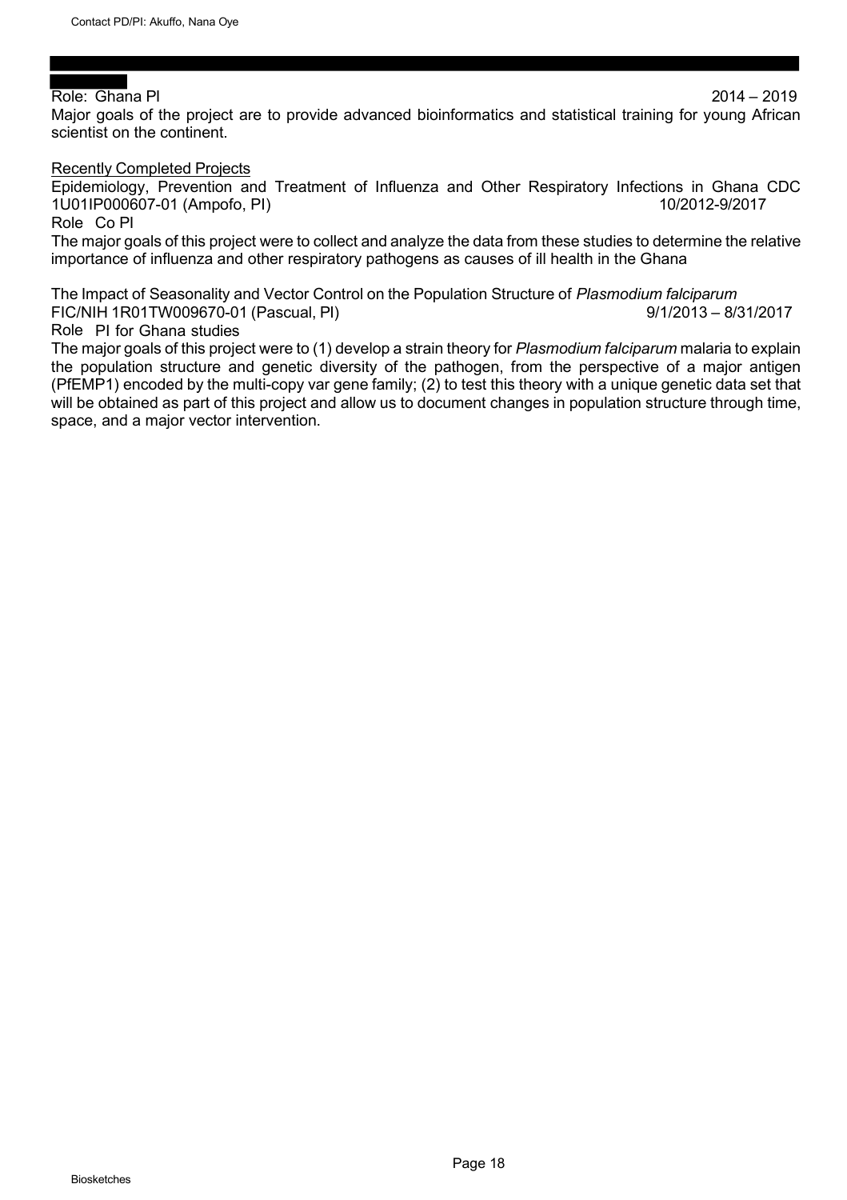Role: Ghana PI 2014 – 2019

Major goals of the project are to provide advanced bioinformatics and statistical training for young African scientist on the continent.

Recently Completed Projects

Epidemiology, Prevention and Treatment of Influenza and Other Respiratory Infections in Ghana CDC 1U01IP000607-01 (Ampofo, PI) 10/2012-9/2017

Role Co PI

The major goals of this project were to collect and analyze the data from these studies to determine the relative importance of influenza and other respiratory pathogens as causes of ill health in the Ghana

The Impact of Seasonality and Vector Control on the Population Structure of *Plasmodium falciparum*
FIC/NIH 1R01TW009670-01 (Pascual, PI) 9/1/2013 – 8/31/2017

Role PI for Ghana studies

The major goals of this project were to (1) develop a strain theory for *Plasmodium falciparum* malaria to explain the population structure and genetic diversity of the pathogen, from the perspective of a major antigen (PfEMP1) encoded by the multi-copy var gene family; (2) to test this theory with a unique genetic data set that will be obtained as part of this project and allow us to document changes in population structure through time, space, and a major vector intervention.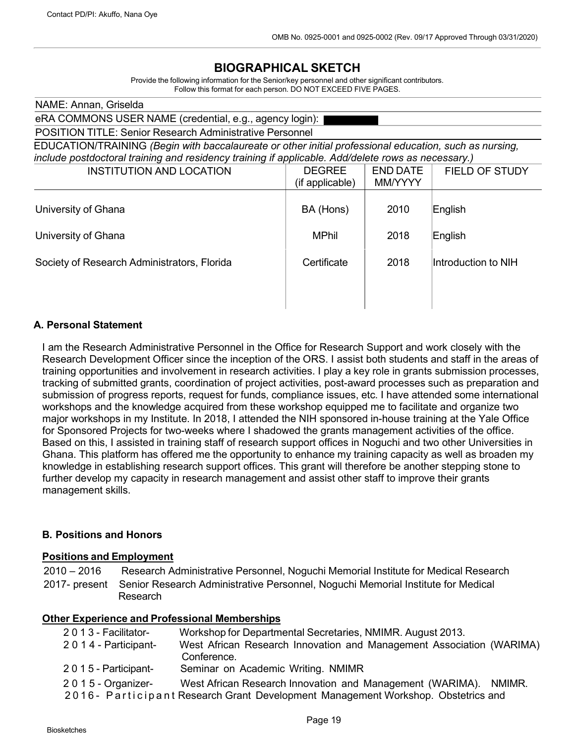# BIOGRAPHICAL SKETCH

Provide the following information for the Senior/key personnel and other significant contributors.
Follow this format for each person. DO NOT EXCEED FIVE PAGES.

NAME: Annan, Griselda

eRA COMMONS USER NAME (credential, e.g., agency login):

POSITION TITLE: Senior Research Administrative Personnel

EDUCATION/TRAINING *(Begin with baccalaureate or other initial professional education, such as nursing, include postdoctoral training and residency training if applicable. Add/delete rows as necessary.)*

| INSTITUTION AND LOCATION | DEGREE (if applicable) | END DATE MM/YYYY | FIELD OF STUDY |
|---|---|---|---|
| University of Ghana | BA (Hons) | 2010 | English |
| University of Ghana | MPhil | 2018 | English |
| Society of Research Administrators, Florida | Certificate | 2018 | Introduction to NIH |

## A. Personal Statement

I am the Research Administrative Personnel in the Office for Research Support and work closely with the Research Development Officer since the inception of the ORS. I assist both students and staff in the areas of training opportunities and involvement in research activities. I play a key role in grants submission processes, tracking of submitted grants, coordination of project activities, post-award processes such as preparation and submission of progress reports, request for funds, compliance issues, etc. I have attended some international workshops and the knowledge acquired from these workshop equipped me to facilitate and organize two major workshops in my Institute. In 2018, I attended the NIH sponsored in-house training at the Yale Office for Sponsored Projects for two-weeks where I shadowed the grants management activities of the office. Based on this, I assisted in training staff of research support offices in Noguchi and two other Universities in Ghana. This platform has offered me the opportunity to enhance my training capacity as well as broaden my knowledge in establishing research support offices. This grant will therefore be another stepping stone to further develop my capacity in research management and assist other staff to improve their grants management skills.

## B. Positions and Honors

### Positions and Employment

2010 – 2016 Research Administrative Personnel, Noguchi Memorial Institute for Medical Research

2017- present Senior Research Administrative Personnel, Noguchi Memorial Institute for Medical Research

### Other Experience and Professional Memberships

2013 - Facilitator- Workshop for Departmental Secretaries, NMIMR. August 2013.

2014 - Participant- West African Research Innovation and Management Association (WARIMA) Conference.

2015 - Participant- Seminar on Academic Writing. NMIMR

2015 - Organizer- West African Research Innovation and Management (WARIMA). NMIMR.

2016 - Participant Research Grant Development Management Workshop. Obstetrics and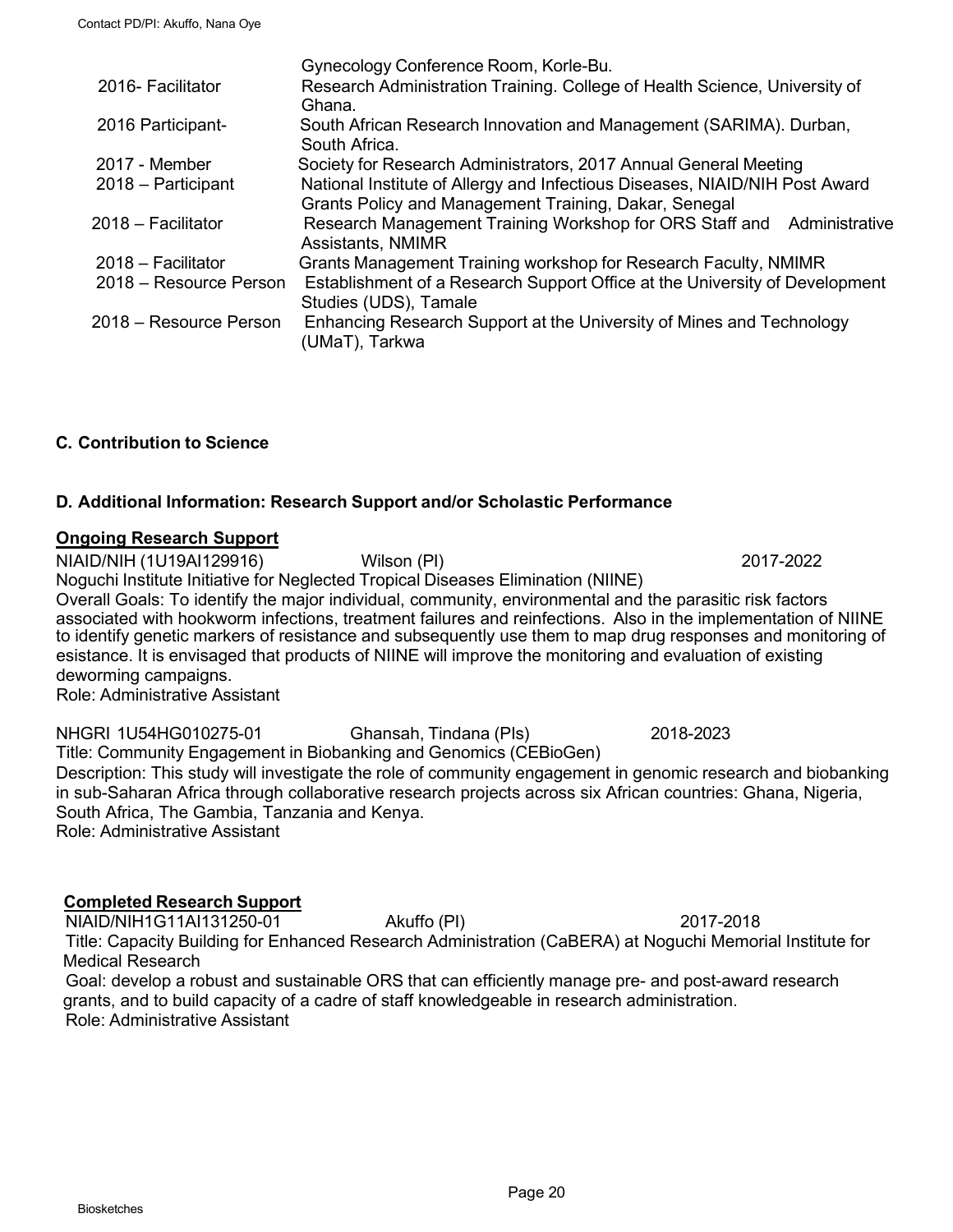| | |
|---|---|
| | Gynecology Conference Room, Korle-Bu. |
| 2016- Facilitator | Research Administration Training. College of Health Science, University of Ghana. |
| 2016 Participant- | South African Research Innovation and Management (SARIMA). Durban, South Africa. |
| 2017 - Member | Society for Research Administrators, 2017 Annual General Meeting |
| 2018 – Participant | National Institute of Allergy and Infectious Diseases, NIAID/NIH Post Award Grants Policy and Management Training, Dakar, Senegal |
| 2018 – Facilitator | Research Management Training Workshop for ORS Staff and Administrative Assistants, NMIMR |
| 2018 – Facilitator | Grants Management Training workshop for Research Faculty, NMIMR |
| 2018 – Resource Person | Establishment of a Research Support Office at the University of Development Studies (UDS), Tamale |
| 2018 – Resource Person | Enhancing Research Support at the University of Mines and Technology (UMaT), Tarkwa |

### C. Contribution to Science

### D. Additional Information: Research Support and/or Scholastic Performance

**Ongoing Research Support**

NIAID/NIH (1U19AI129916) Wilson (PI) 2017-2022
Noguchi Institute Initiative for Neglected Tropical Diseases Elimination (NIINE)
Overall Goals: To identify the major individual, community, environmental and the parasitic risk factors associated with hookworm infections, treatment failures and reinfections. Also in the implementation of NIINE to identify genetic markers of resistance and subsequently use them to map drug responses and monitoring of esistance. It is envisaged that products of NIINE will improve the monitoring and evaluation of existing deworming campaigns.
Role: Administrative Assistant

NHGRI 1U54HG010275-01 Ghansah, Tindana (PIs) 2018-2023
Title: Community Engagement in Biobanking and Genomics (CEBioGen)
Description: This study will investigate the role of community engagement in genomic research and biobanking in sub-Saharan Africa through collaborative research projects across six African countries: Ghana, Nigeria, South Africa, The Gambia, Tanzania and Kenya.
Role: Administrative Assistant

**Completed Research Support**

NIAID/NIH1G11AI131250-01 Akuffo (PI) 2017-2018
Title: Capacity Building for Enhanced Research Administration (CaBERA) at Noguchi Memorial Institute for Medical Research
Goal: develop a robust and sustainable ORS that can efficiently manage pre- and post-award research grants, and to build capacity of a cadre of staff knowledgeable in research administration.
Role: Administrative Assistant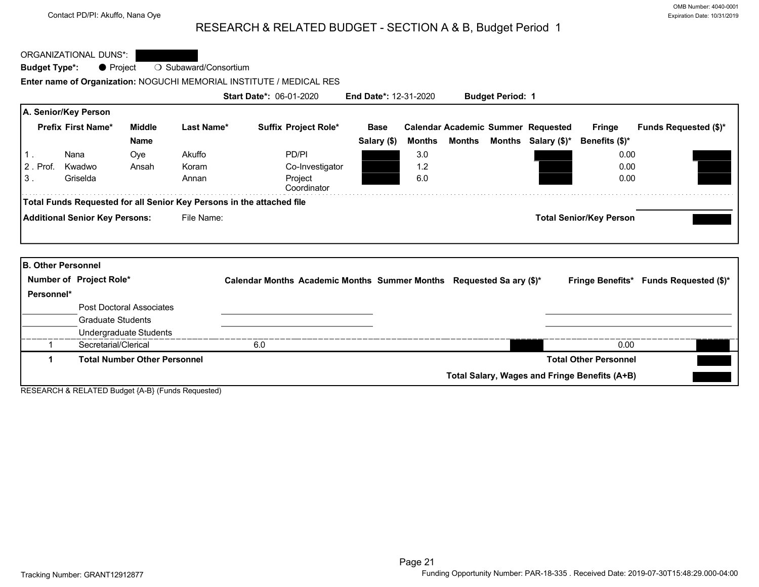# RESEARCH & RELATED BUDGET - SECTION A & B, Budget Period 1

ORGANIZATIONAL DUNS*: ████

**Budget Type*:** ● Project ❍ Subaward/Consortium

**Enter name of Organization:** NOGUCHI MEMORIAL INSTITUTE / MEDICAL RES

**Start Date*:** 06-01-2020 **End Date*:** 12-31-2020 **Budget Period:** 1

## A. Senior/Key Person

| | Prefix | First Name* | Middle Name | Last Name* | Suffix | Project Role* | Base Salary ($) | Calendar Months | Academic Months | Summer Months | Requested Salary ($)* | Fringe Benefits ($)* | Funds Requested ($)* |
|---|---|---|---|---|---|---|---|---|---|---|---|---|---|
| 1. | | Nana | Oye | Akuffo | | PD/PI | ████ | 3.0 | | | ████ | 0.00 | ████ |
| 2. | Prof. | Kwadwo | Ansah | Koram | | Co-Investigator | ████ | 1.2 | | | ████ | 0.00 | ████ |
| 3. | | Griselda | | Annan | | Project Coordinator | ████ | 6.0 | | | ████ | 0.00 | ████ |

**Total Funds Requested for all Senior Key Persons in the attached file**

**Additional Senior Key Persons:** File Name:

**Total Senior/Key Person** ████

## B. Other Personnel

| Number of Personnel* | Project Role* | Calendar Months | Academic Months | Summer Months | Requested Salary ($)* | Fringe Benefits* | Funds Requested ($)* |
|---|---|---|---|---|---|---|---|
| | Post Doctoral Associates | | | | | | |
| | Graduate Students | | | | | | |
| | Undergraduate Students | | | | | | |
| 1 | Secretarial/Clerical | 6.0 | | | ████ | 0.00 | ████ |
| **1** | **Total Number Other Personnel** | | | | | **Total Other Personnel** | ████ |
| | | | | | | **Total Salary, Wages and Fringe Benefits (A+B)** | ████ |

RESEARCH & RELATED Budget {A-B} (Funds Requested)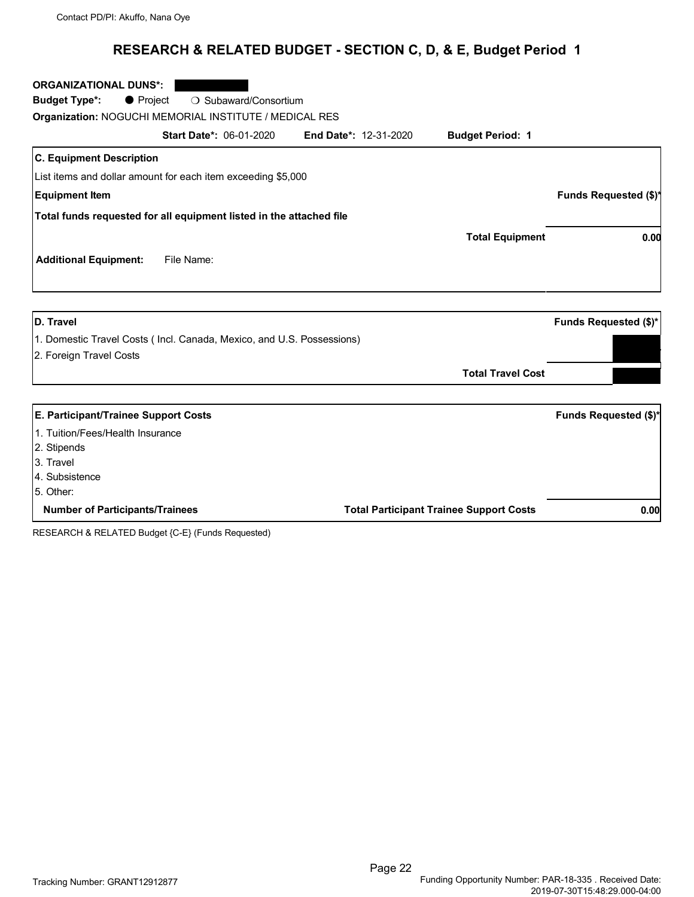Contact PD/PI: Akuffo, Nana Oye

# RESEARCH & RELATED BUDGET - SECTION C, D, & E, Budget Period 1

**ORGANIZATIONAL DUNS\*:** ██████

**Budget Type\*:** ● Project ❍ Subaward/Consortium

**Organization:** NOGUCHI MEMORIAL INSTITUTE / MEDICAL RES

**Start Date\*:** 06-01-2020 **End Date\*:** 12-31-2020 **Budget Period:** 1

| **C. Equipment Description** | |
|---|---|
| List items and dollar amount for each item exceeding $5,000 | |
| **Equipment Item** | **Funds Requested ($)\*** |
| **Total funds requested for all equipment listed in the attached file** | |
| **Total Equipment** | **0.00** |
| **Additional Equipment:** File Name: | |

| **D. Travel** | **Funds Requested ($)\*** |
|---|---|
| 1. Domestic Travel Costs ( Incl. Canada, Mexico, and U.S. Possessions) | ██ |
| 2. Foreign Travel Costs | ██ |
| **Total Travel Cost** | ██ |

| **E. Participant/Trainee Support Costs** | **Funds Requested ($)\*** |
|---|---|
| 1. Tuition/Fees/Health Insurance | |
| 2. Stipends | |
| 3. Travel | |
| 4. Subsistence | |
| 5. Other: | |
| **Number of Participants/Trainees** **Total Participant Trainee Support Costs** | **0.00** |

RESEARCH & RELATED Budget {C-E} (Funds Requested)

Tracking Number: GRANT12912877

Funding Opportunity Number: PAR-18-335 . Received Date: 2019-07-30T15:48:29.000-04:00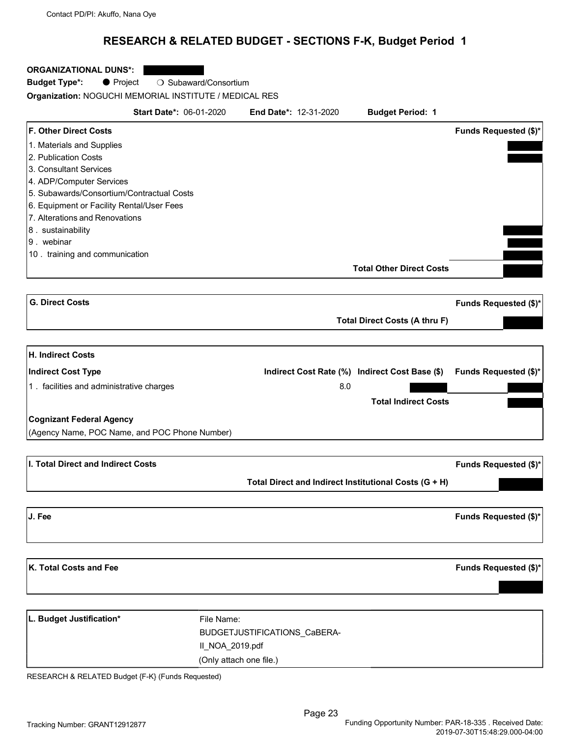Contact PD/PI: Akuffo, Nana Oye

# RESEARCH & RELATED BUDGET - SECTIONS F-K, Budget Period 1

**ORGANIZATIONAL DUNS*:** [redacted]

**Budget Type*:** ● Project ❍ Subaward/Consortium

**Organization:** NOGUCHI MEMORIAL INSTITUTE / MEDICAL RES

**Start Date*:** 06-01-2020 **End Date*:** 12-31-2020 **Budget Period:** 1

| F. Other Direct Costs | Funds Requested ($)* |
|---|---|
| 1. Materials and Supplies | [redacted] |
| 2. Publication Costs | [redacted] |
| 3. Consultant Services | |
| 4. ADP/Computer Services | |
| 5. Subawards/Consortium/Contractual Costs | |
| 6. Equipment or Facility Rental/User Fees | |
| 7. Alterations and Renovations | |
| 8 . sustainability | [redacted] |
| 9 . webinar | [redacted] |
| 10 . training and communication | [redacted] |
| **Total Other Direct Costs** | [redacted] |

| G. Direct Costs | Funds Requested ($)* |
|---|---|
| **Total Direct Costs (A thru F)** | [redacted] |

| H. Indirect Costs | | | |
|---|---|---|---|
| **Indirect Cost Type** | **Indirect Cost Rate (%)** | **Indirect Cost Base ($)** | **Funds Requested ($)*** |
| 1 . facilities and administrative charges | 8.0 | [redacted] | [redacted] |
| | | **Total Indirect Costs** | [redacted] |

**Cognizant Federal Agency**

(Agency Name, POC Name, and POC Phone Number)

| I. Total Direct and Indirect Costs | Funds Requested ($)* |
|---|---|
| **Total Direct and Indirect Institutional Costs (G + H)** | [redacted] |

| J. Fee | Funds Requested ($)* |
|---|---|
| | |

| K. Total Costs and Fee | Funds Requested ($)* |
|---|---|
| | [redacted] |

| L. Budget Justification* | File Name: BUDGETJUSTIFICATIONS_CaBERA-II_NOA_2019.pdf (Only attach one file.) |
|---|---|

RESEARCH & RELATED Budget {F-K} (Funds Requested)

Tracking Number: GRANT12912877

Funding Opportunity Number: PAR-18-335 . Received Date: 2019-07-30T15:48:29.000-04:00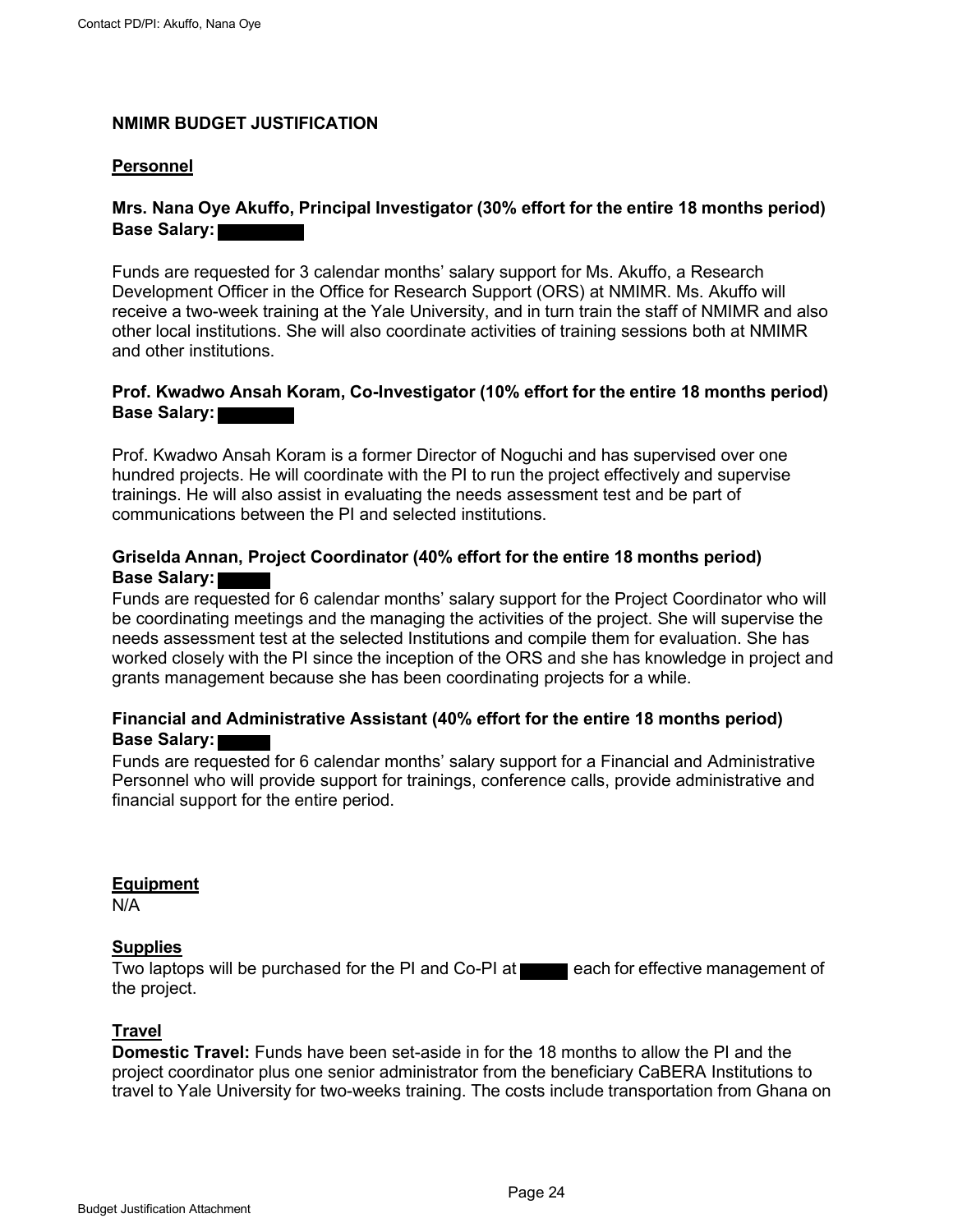## NMIMR BUDGET JUSTIFICATION

### Personnel

**Mrs. Nana Oye Akuffo, Principal Investigator (30% effort for the entire 18 months period)**
**Base Salary:** ████

Funds are requested for 3 calendar months' salary support for Ms. Akuffo, a Research Development Officer in the Office for Research Support (ORS) at NMIMR. Ms. Akuffo will receive a two-week training at the Yale University, and in turn train the staff of NMIMR and also other local institutions. She will also coordinate activities of training sessions both at NMIMR and other institutions.

**Prof. Kwadwo Ansah Koram, Co-Investigator (10% effort for the entire 18 months period)**
**Base Salary:** ████

Prof. Kwadwo Ansah Koram is a former Director of Noguchi and has supervised over one hundred projects. He will coordinate with the PI to run the project effectively and supervise trainings. He will also assist in evaluating the needs assessment test and be part of communications between the PI and selected institutions.

**Griselda Annan, Project Coordinator (40% effort for the entire 18 months period)**
**Base Salary:** ████
Funds are requested for 6 calendar months' salary support for the Project Coordinator who will be coordinating meetings and the managing the activities of the project. She will supervise the needs assessment test at the selected Institutions and compile them for evaluation. She has worked closely with the PI since the inception of the ORS and she has knowledge in project and grants management because she has been coordinating projects for a while.

**Financial and Administrative Assistant (40% effort for the entire 18 months period)**
**Base Salary:** ████
Funds are requested for 6 calendar months' salary support for a Financial and Administrative Personnel who will provide support for trainings, conference calls, provide administrative and financial support for the entire period.

### Equipment

N/A

### Supplies

Two laptops will be purchased for the PI and Co-PI at ████ each for effective management of the project.

### Travel

**Domestic Travel:** Funds have been set-aside in for the 18 months to allow the PI and the project coordinator plus one senior administrator from the beneficiary CaBERA Institutions to travel to Yale University for two-weeks training. The costs include transportation from Ghana on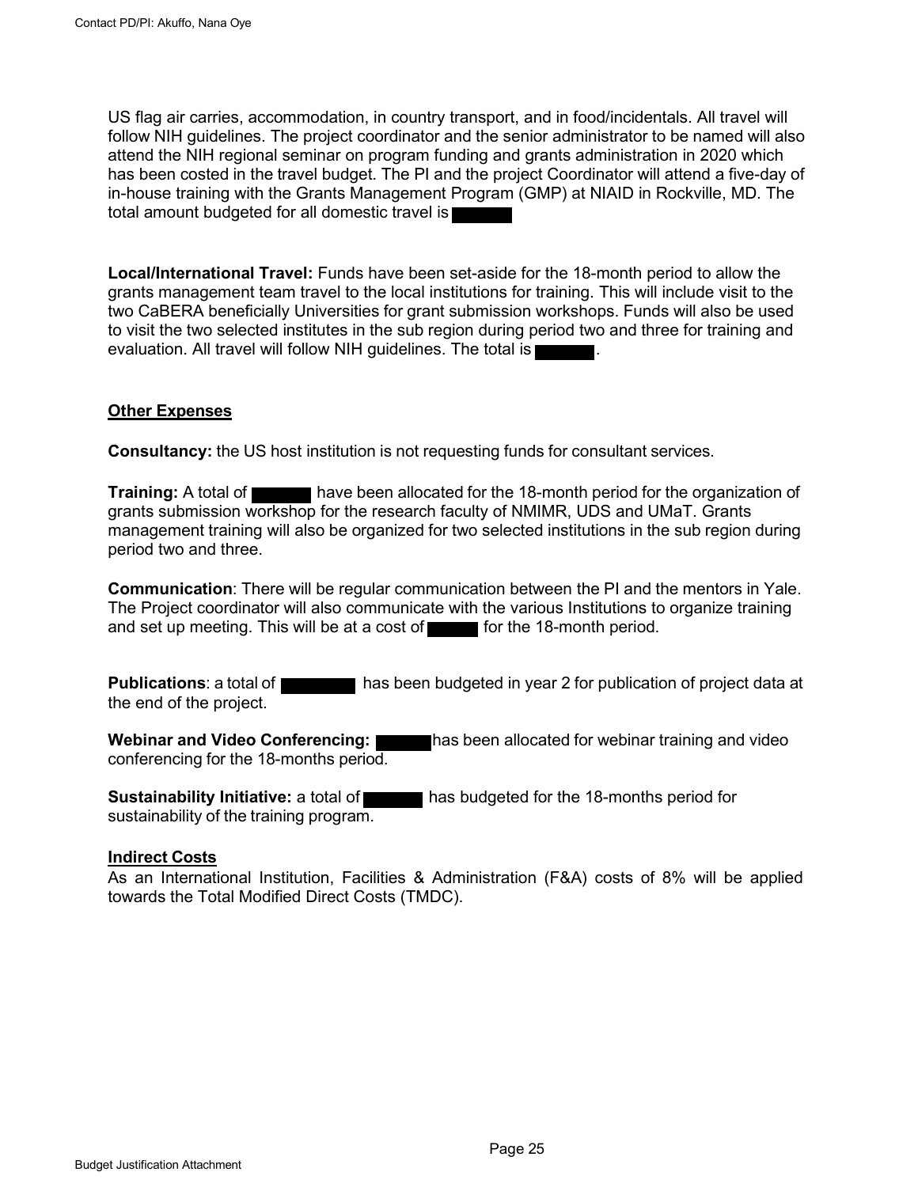US flag air carries, accommodation, in country transport, and in food/incidentals. All travel will follow NIH guidelines. The project coordinator and the senior administrator to be named will also attend the NIH regional seminar on program funding and grants administration in 2020 which has been costed in the travel budget. The PI and the project Coordinator will attend a five-day of in-house training with the Grants Management Program (GMP) at NIAID in Rockville, MD. The total amount budgeted for all domestic travel is

**Local/International Travel:** Funds have been set-aside for the 18-month period to allow the grants management team travel to the local institutions for training. This will include visit to the two CaBERA beneficially Universities for grant submission workshops. Funds will also be used to visit the two selected institutes in the sub region during period two and three for training and evaluation. All travel will follow NIH guidelines. The total is .

## Other Expenses

**Consultancy:** the US host institution is not requesting funds for consultant services.

**Training:** A total of have been allocated for the 18-month period for the organization of grants submission workshop for the research faculty of NMIMR, UDS and UMaT. Grants management training will also be organized for two selected institutions in the sub region during period two and three.

**Communication**: There will be regular communication between the PI and the mentors in Yale. The Project coordinator will also communicate with the various Institutions to organize training and set up meeting. This will be at a cost of for the 18-month period.

**Publications**: a total of has been budgeted in year 2 for publication of project data at the end of the project.

**Webinar and Video Conferencing:** has been allocated for webinar training and video conferencing for the 18-months period.

**Sustainability Initiative:** a total of has budgeted for the 18-months period for sustainability of the training program.

## Indirect Costs

As an International Institution, Facilities & Administration (F&A) costs of 8% will be applied towards the Total Modified Direct Costs (TMDC).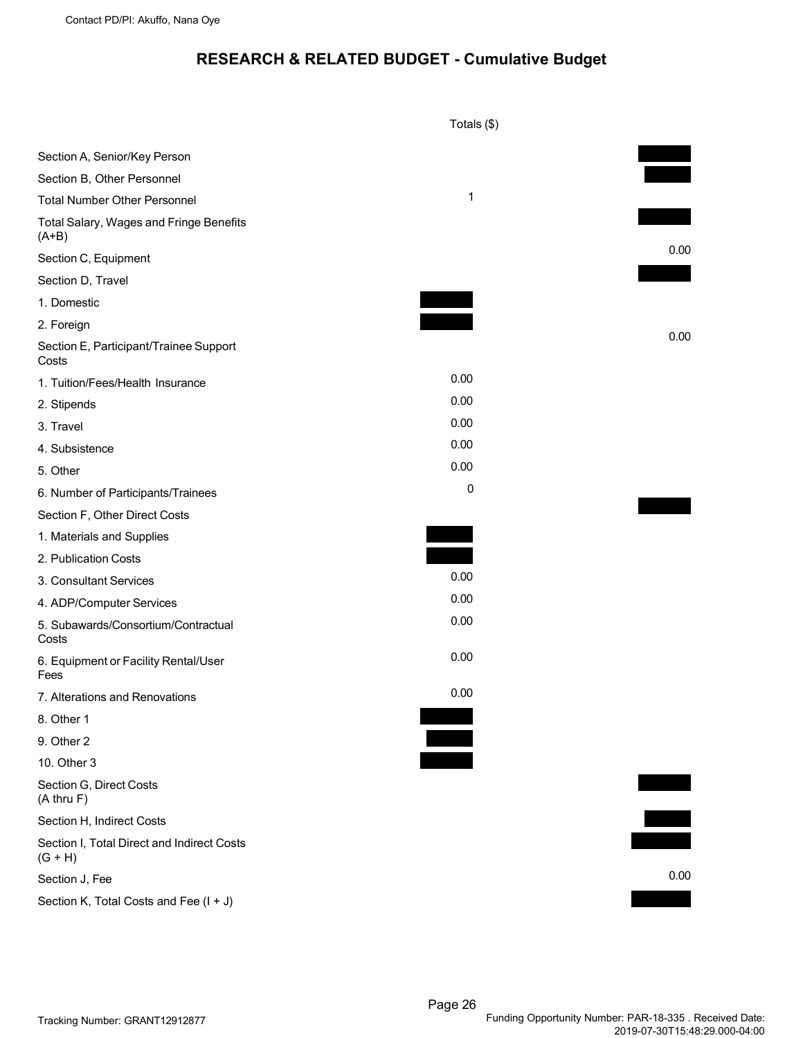# RESEARCH & RELATED BUDGET - Cumulative Budget

| | Totals ($) | |
|---|---|---|
| Section A, Senior/Key Person | | ████ |
| Section B, Other Personnel | | ████ |
| Total Number Other Personnel | 1 | |
| Total Salary, Wages and Fringe Benefits (A+B) | | ████ |
| Section C, Equipment | | 0.00 |
| Section D, Travel | | ████ |
| 1. Domestic | ████ | |
| 2. Foreign | ████ | |
| Section E, Participant/Trainee Support Costs | | 0.00 |
| 1. Tuition/Fees/Health Insurance | 0.00 | |
| 2. Stipends | 0.00 | |
| 3. Travel | 0.00 | |
| 4. Subsistence | 0.00 | |
| 5. Other | 0.00 | |
| 6. Number of Participants/Trainees | 0 | |
| Section F, Other Direct Costs | | ████ |
| 1. Materials and Supplies | ████ | |
| 2. Publication Costs | ████ | |
| 3. Consultant Services | 0.00 | |
| 4. ADP/Computer Services | 0.00 | |
| 5. Subawards/Consortium/Contractual Costs | 0.00 | |
| 6. Equipment or Facility Rental/User Fees | 0.00 | |
| 7. Alterations and Renovations | 0.00 | |
| 8. Other 1 | ████ | |
| 9. Other 2 | ████ | |
| 10. Other 3 | ████ | |
| Section G, Direct Costs (A thru F) | | ████ |
| Section H, Indirect Costs | | ████ |
| Section I, Total Direct and Indirect Costs (G + H) | | ████ |
| Section J, Fee | | 0.00 |
| Section K, Total Costs and Fee (I + J) | | ████ |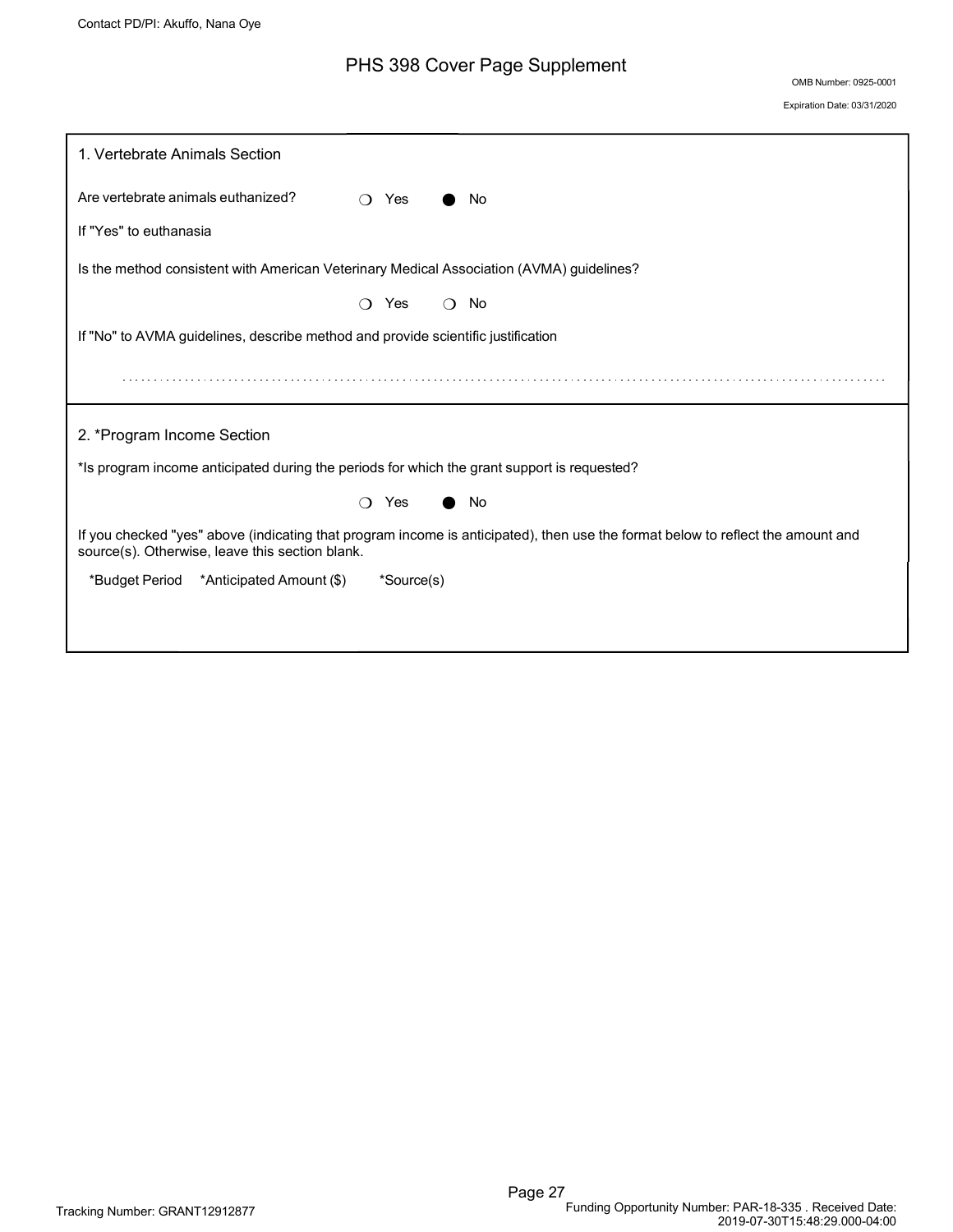# PHS 398 Cover Page Supplement

OMB Number: 0925-0001

Expiration Date: 03/31/2020

## 1. Vertebrate Animals Section

Are vertebrate animals euthanized? ○ Yes ● No

If "Yes" to euthanasia

Is the method consistent with American Veterinary Medical Association (AVMA) guidelines?

○ Yes ○ No

If "No" to AVMA guidelines, describe method and provide scientific justification

## 2. *Program Income Section

*Is program income anticipated during the periods for which the grant support is requested?

○ Yes ● No

If you checked "yes" above (indicating that program income is anticipated), then use the format below to reflect the amount and source(s). Otherwise, leave this section blank.

| *Budget Period | *Anticipated Amount ($) | *Source(s) |
|---|---|---|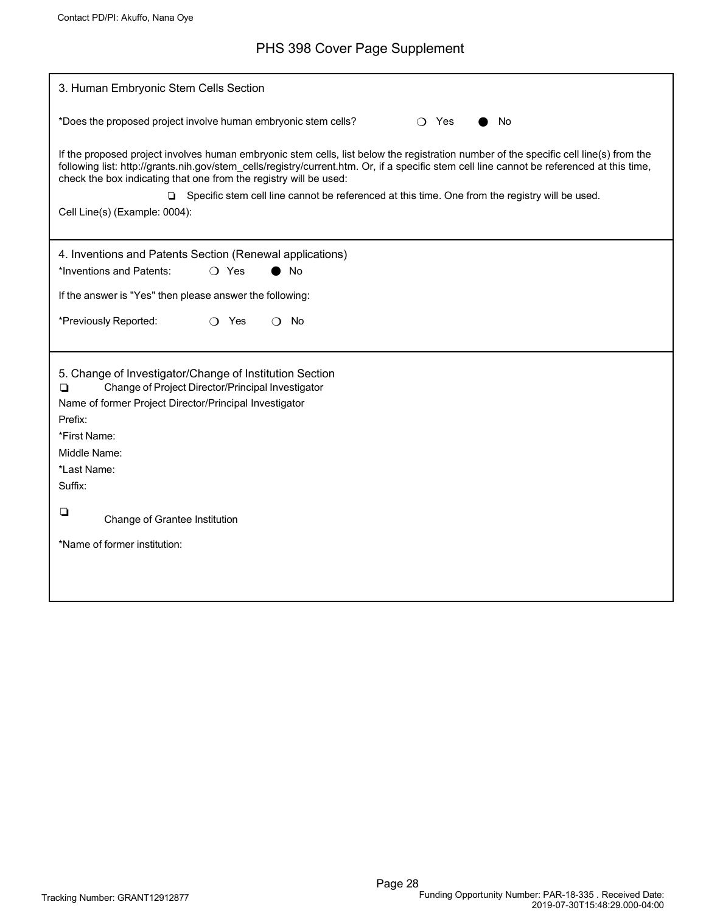# PHS 398 Cover Page Supplement

## 3. Human Embryonic Stem Cells Section

*Does the proposed project involve human embryonic stem cells? ❍ Yes ● No

If the proposed project involves human embryonic stem cells, list below the registration number of the specific cell line(s) from the following list: http://grants.nih.gov/stem_cells/registry/current.htm. Or, if a specific stem cell line cannot be referenced at this time, check the box indicating that one from the registry will be used:

❏ Specific stem cell line cannot be referenced at this time. One from the registry will be used.

Cell Line(s) (Example: 0004):

## 4. Inventions and Patents Section (Renewal applications)

*Inventions and Patents: ❍ Yes ● No

If the answer is "Yes" then please answer the following:

*Previously Reported: ❍ Yes ❍ No

## 5. Change of Investigator/Change of Institution Section

❏ Change of Project Director/Principal Investigator

Name of former Project Director/Principal Investigator

Prefix:

*First Name:

Middle Name:

*Last Name:

Suffix:

❏ Change of Grantee Institution

*Name of former institution: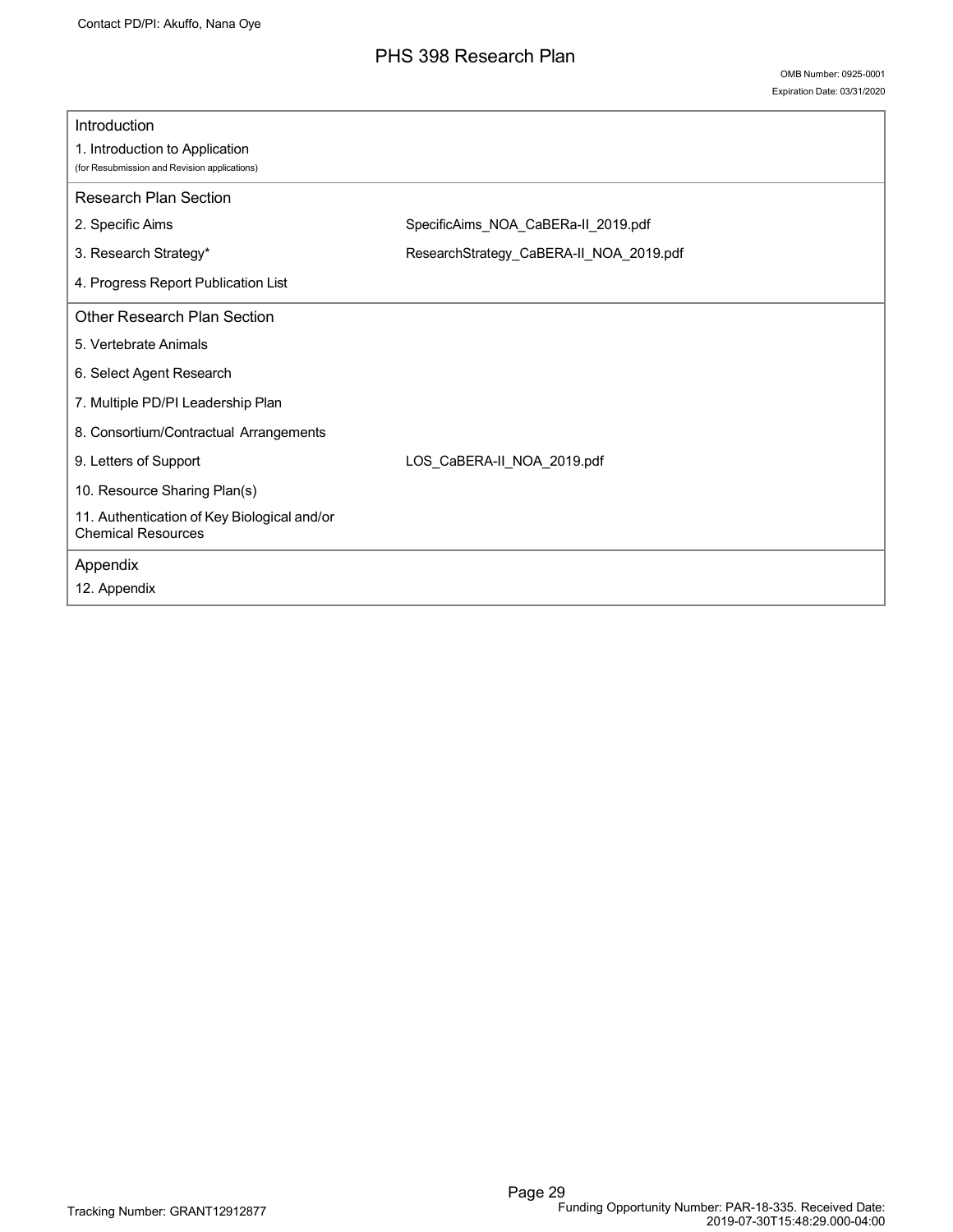# PHS 398 Research Plan

OMB Number: 0925-0001

Expiration Date: 03/31/2020

| Introduction | |
|---|---|
| 1. Introduction to Application (for Resubmission and Revision applications) | |
| **Research Plan Section** | |
| 2. Specific Aims | SpecificAims_NOA_CaBERa-II_2019.pdf |
| 3. Research Strategy* | ResearchStrategy_CaBERA-II_NOA_2019.pdf |
| 4. Progress Report Publication List | |
| **Other Research Plan Section** | |
| 5. Vertebrate Animals | |
| 6. Select Agent Research | |
| 7. Multiple PD/PI Leadership Plan | |
| 8. Consortium/Contractual Arrangements | |
| 9. Letters of Support | LOS_CaBERA-II_NOA_2019.pdf |
| 10. Resource Sharing Plan(s) | |
| 11. Authentication of Key Biological and/or Chemical Resources | |
| **Appendix** | |
| 12. Appendix | |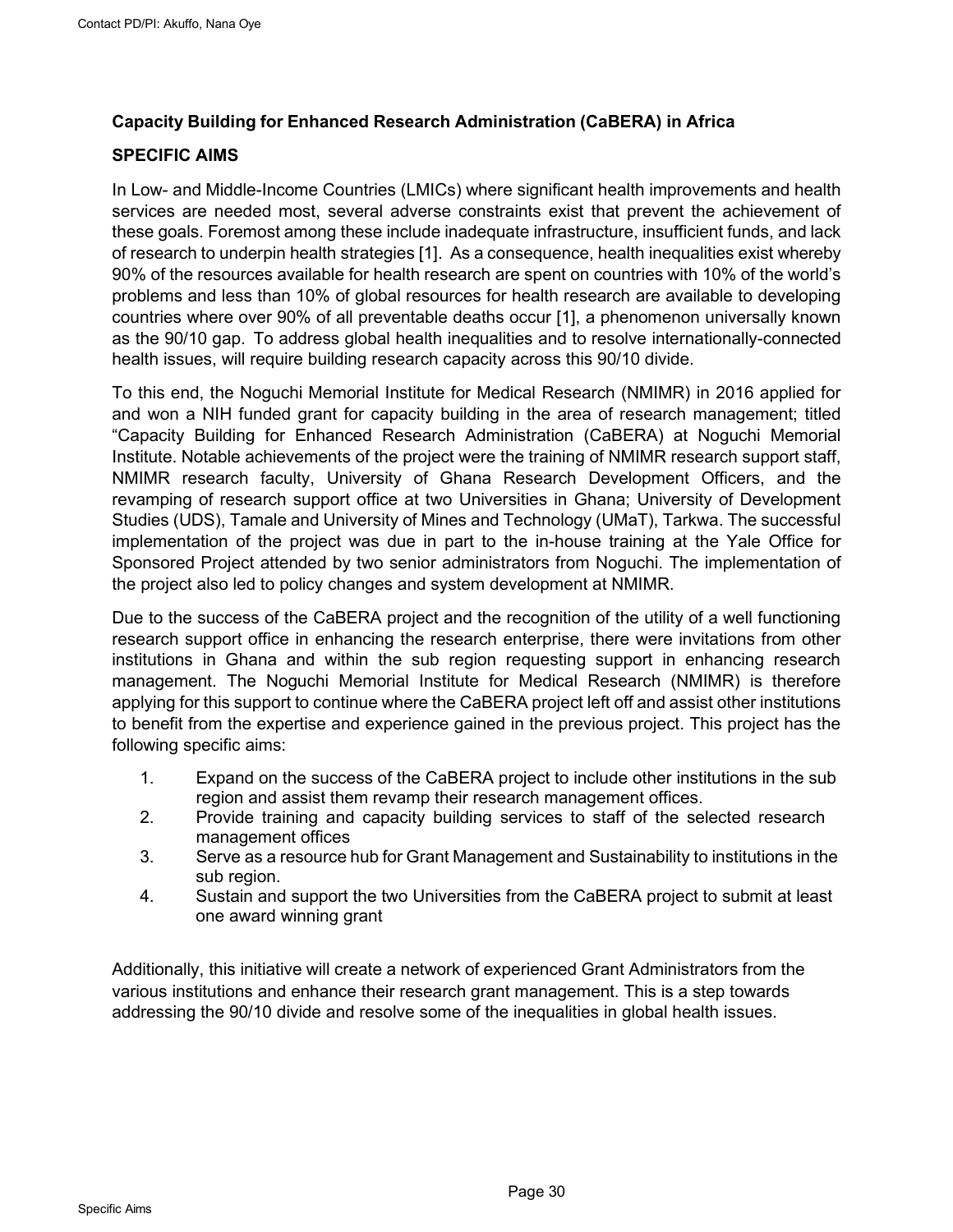## Capacity Building for Enhanced Research Administration (CaBERA) in Africa

### SPECIFIC AIMS

In Low- and Middle-Income Countries (LMICs) where significant health improvements and health services are needed most, several adverse constraints exist that prevent the achievement of these goals. Foremost among these include inadequate infrastructure, insufficient funds, and lack of research to underpin health strategies [1]. As a consequence, health inequalities exist whereby 90% of the resources available for health research are spent on countries with 10% of the world's problems and less than 10% of global resources for health research are available to developing countries where over 90% of all preventable deaths occur [1], a phenomenon universally known as the 90/10 gap. To address global health inequalities and to resolve internationally-connected health issues, will require building research capacity across this 90/10 divide.

To this end, the Noguchi Memorial Institute for Medical Research (NMIMR) in 2016 applied for and won a NIH funded grant for capacity building in the area of research management; titled "Capacity Building for Enhanced Research Administration (CaBERA) at Noguchi Memorial Institute. Notable achievements of the project were the training of NMIMR research support staff, NMIMR research faculty, University of Ghana Research Development Officers, and the revamping of research support office at two Universities in Ghana; University of Development Studies (UDS), Tamale and University of Mines and Technology (UMaT), Tarkwa. The successful implementation of the project was due in part to the in-house training at the Yale Office for Sponsored Project attended by two senior administrators from Noguchi. The implementation of the project also led to policy changes and system development at NMIMR.

Due to the success of the CaBERA project and the recognition of the utility of a well functioning research support office in enhancing the research enterprise, there were invitations from other institutions in Ghana and within the sub region requesting support in enhancing research management. The Noguchi Memorial Institute for Medical Research (NMIMR) is therefore applying for this support to continue where the CaBERA project left off and assist other institutions to benefit from the expertise and experience gained in the previous project. This project has the following specific aims:

1. Expand on the success of the CaBERA project to include other institutions in the sub region and assist them revamp their research management offices.
2. Provide training and capacity building services to staff of the selected research management offices
3. Serve as a resource hub for Grant Management and Sustainability to institutions in the sub region.
4. Sustain and support the two Universities from the CaBERA project to submit at least one award winning grant

Additionally, this initiative will create a network of experienced Grant Administrators from the various institutions and enhance their research grant management. This is a step towards addressing the 90/10 divide and resolve some of the inequalities in global health issues.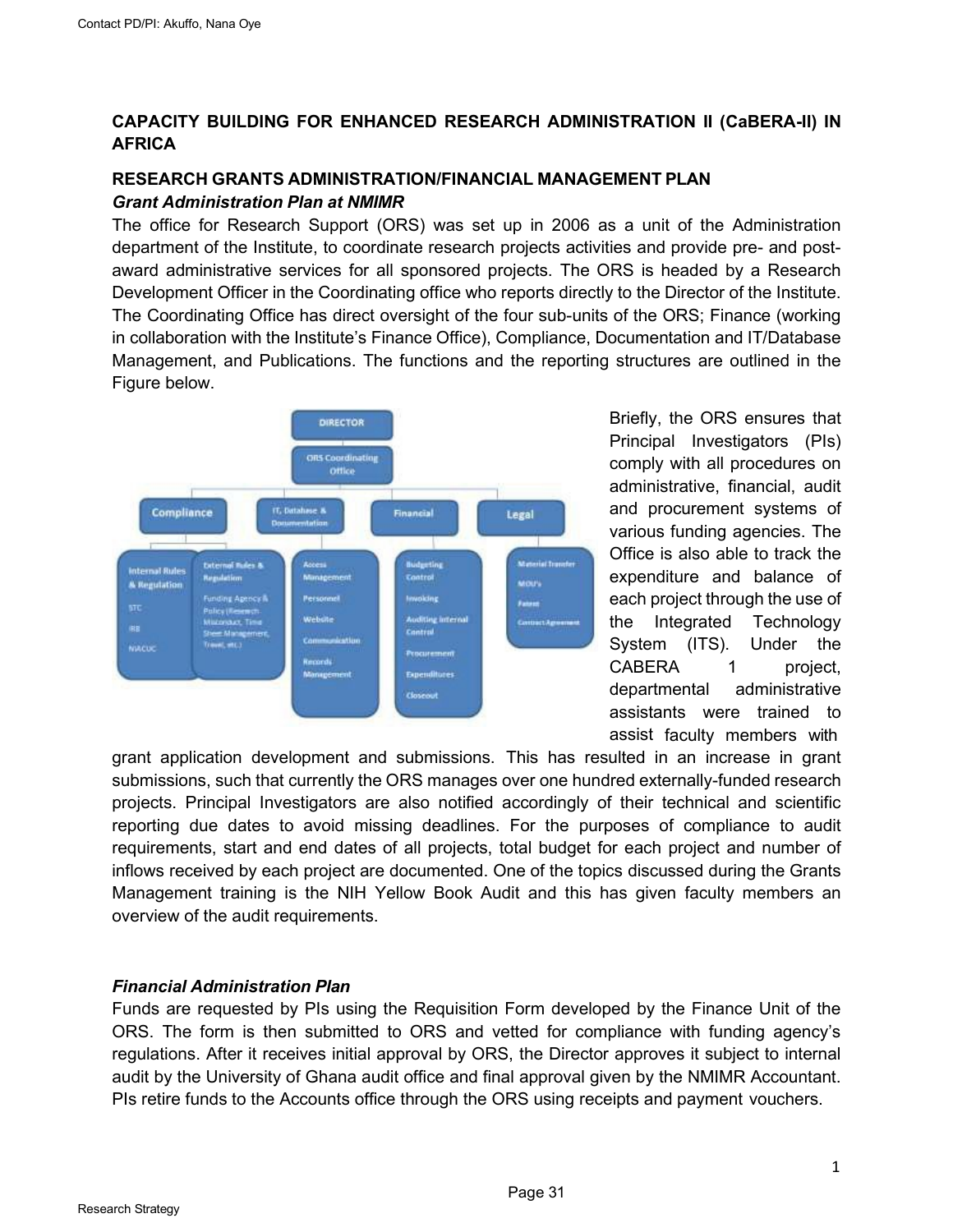**CAPACITY BUILDING FOR ENHANCED RESEARCH ADMINISTRATION II (CaBERA-II) IN AFRICA**

**RESEARCH GRANTS ADMINISTRATION/FINANCIAL MANAGEMENT PLAN**

***Grant Administration Plan at NMIMR***

The office for Research Support (ORS) was set up in 2006 as a unit of the Administration department of the Institute, to coordinate research projects activities and provide pre- and post-award administrative services for all sponsored projects. The ORS is headed by a Research Development Officer in the Coordinating office who reports directly to the Director of the Institute. The Coordinating Office has direct oversight of the four sub-units of the ORS; Finance (working in collaboration with the Institute's Finance Office), Compliance, Documentation and IT/Database Management, and Publications. The functions and the reporting structures are outlined in the Figure below.

Briefly, the ORS ensures that Principal Investigators (PIs) comply with all procedures on administrative, financial, audit and procurement systems of various funding agencies. The Office is also able to track the expenditure and balance of each project through the use of the Integrated Technology System (ITS). Under the CABERA 1 project, departmental administrative assistants were trained to assist faculty members with grant application development and submissions. This has resulted in an increase in grant submissions, such that currently the ORS manages over one hundred externally-funded research projects. Principal Investigators are also notified accordingly of their technical and scientific reporting due dates to avoid missing deadlines. For the purposes of compliance to audit requirements, start and end dates of all projects, total budget for each project and number of inflows received by each project are documented. One of the topics discussed during the Grants Management training is the NIH Yellow Book Audit and this has given faculty members an overview of the audit requirements.

***Financial Administration Plan***

Funds are requested by PIs using the Requisition Form developed by the Finance Unit of the ORS. The form is then submitted to ORS and vetted for compliance with funding agency's regulations. After it receives initial approval by ORS, the Director approves it subject to internal audit by the University of Ghana audit office and final approval given by the NMIMR Accountant. PIs retire funds to the Accounts office through the ORS using receipts and payment vouchers.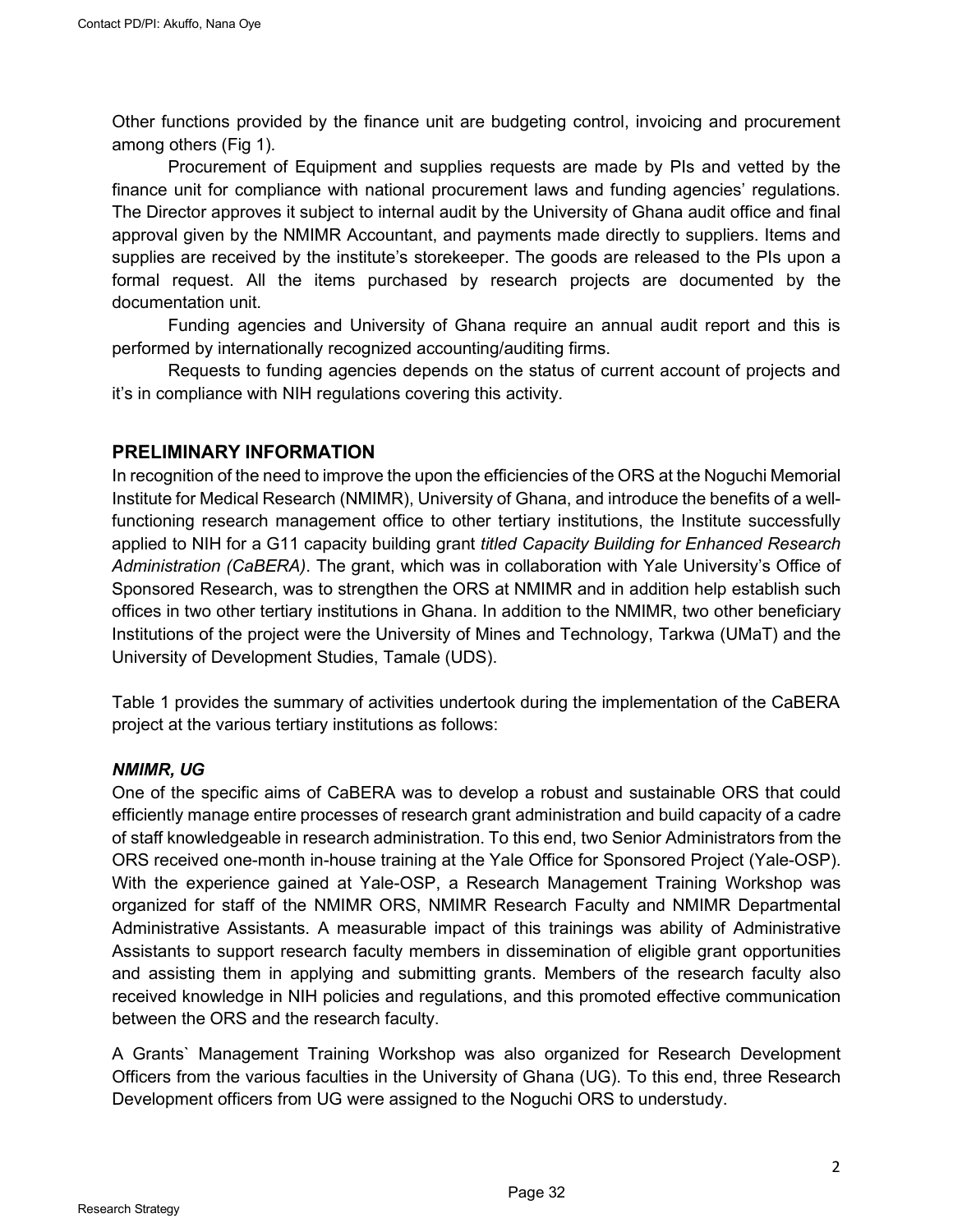Other functions provided by the finance unit are budgeting control, invoicing and procurement among others (Fig 1).

Procurement of Equipment and supplies requests are made by PIs and vetted by the finance unit for compliance with national procurement laws and funding agencies' regulations. The Director approves it subject to internal audit by the University of Ghana audit office and final approval given by the NMIMR Accountant, and payments made directly to suppliers. Items and supplies are received by the institute's storekeeper. The goods are released to the PIs upon a formal request. All the items purchased by research projects are documented by the documentation unit.

Funding agencies and University of Ghana require an annual audit report and this is performed by internationally recognized accounting/auditing firms.

Requests to funding agencies depends on the status of current account of projects and it's in compliance with NIH regulations covering this activity.

## PRELIMINARY INFORMATION

In recognition of the need to improve the upon the efficiencies of the ORS at the Noguchi Memorial Institute for Medical Research (NMIMR), University of Ghana, and introduce the benefits of a well-functioning research management office to other tertiary institutions, the Institute successfully applied to NIH for a G11 capacity building grant *titled Capacity Building for Enhanced Research Administration (CaBERA)*. The grant, which was in collaboration with Yale University's Office of Sponsored Research, was to strengthen the ORS at NMIMR and in addition help establish such offices in two other tertiary institutions in Ghana. In addition to the NMIMR, two other beneficiary Institutions of the project were the University of Mines and Technology, Tarkwa (UMaT) and the University of Development Studies, Tamale (UDS).

Table 1 provides the summary of activities undertook during the implementation of the CaBERA project at the various tertiary institutions as follows:

### *NMIMR, UG*

One of the specific aims of CaBERA was to develop a robust and sustainable ORS that could efficiently manage entire processes of research grant administration and build capacity of a cadre of staff knowledgeable in research administration. To this end, two Senior Administrators from the ORS received one-month in-house training at the Yale Office for Sponsored Project (Yale-OSP). With the experience gained at Yale-OSP, a Research Management Training Workshop was organized for staff of the NMIMR ORS, NMIMR Research Faculty and NMIMR Departmental Administrative Assistants. A measurable impact of this trainings was ability of Administrative Assistants to support research faculty members in dissemination of eligible grant opportunities and assisting them in applying and submitting grants. Members of the research faculty also received knowledge in NIH policies and regulations, and this promoted effective communication between the ORS and the research faculty.

A Grants` Management Training Workshop was also organized for Research Development Officers from the various faculties in the University of Ghana (UG). To this end, three Research Development officers from UG were assigned to the Noguchi ORS to understudy.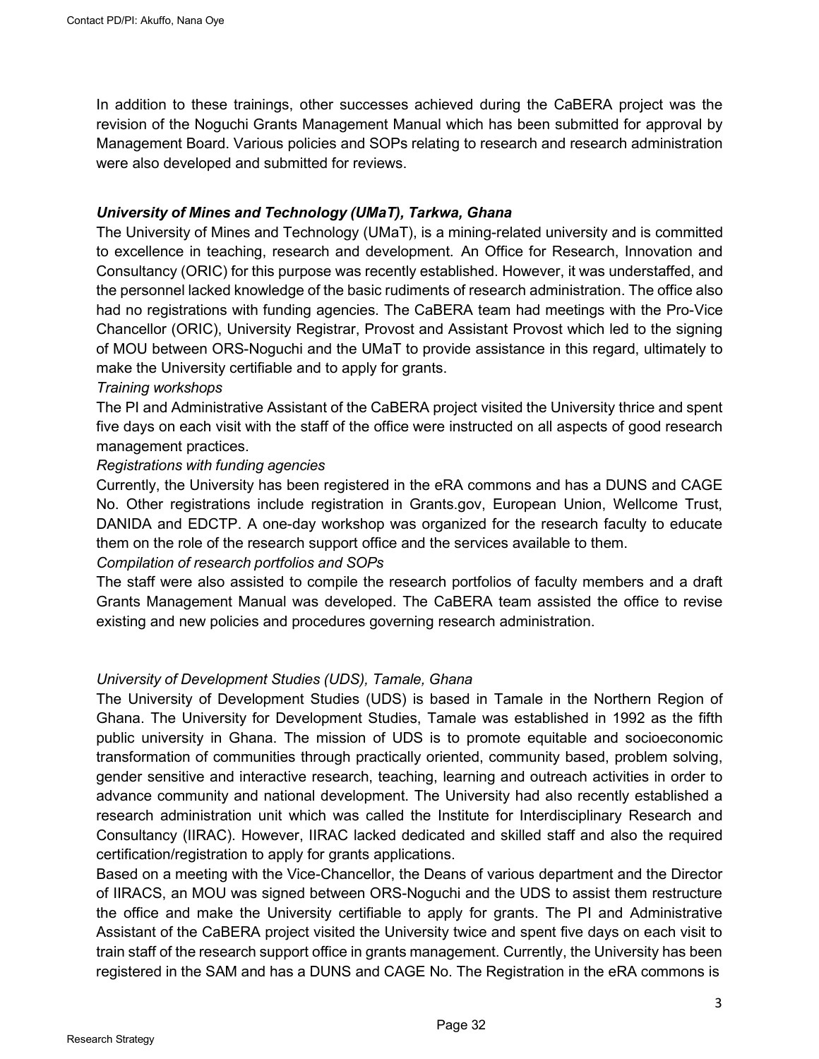In addition to these trainings, other successes achieved during the CaBERA project was the revision of the Noguchi Grants Management Manual which has been submitted for approval by Management Board. Various policies and SOPs relating to research and research administration were also developed and submitted for reviews.

***University of Mines and Technology (UMaT), Tarkwa, Ghana***

The University of Mines and Technology (UMaT), is a mining-related university and is committed to excellence in teaching, research and development. An Office for Research, Innovation and Consultancy (ORIC) for this purpose was recently established. However, it was understaffed, and the personnel lacked knowledge of the basic rudiments of research administration. The office also had no registrations with funding agencies. The CaBERA team had meetings with the Pro-Vice Chancellor (ORIC), University Registrar, Provost and Assistant Provost which led to the signing of MOU between ORS-Noguchi and the UMaT to provide assistance in this regard, ultimately to make the University certifiable and to apply for grants.

*Training workshops*

The PI and Administrative Assistant of the CaBERA project visited the University thrice and spent five days on each visit with the staff of the office were instructed on all aspects of good research management practices.

*Registrations with funding agencies*

Currently, the University has been registered in the eRA commons and has a DUNS and CAGE No. Other registrations include registration in Grants.gov, European Union, Wellcome Trust, DANIDA and EDCTP. A one-day workshop was organized for the research faculty to educate them on the role of the research support office and the services available to them.

*Compilation of research portfolios and SOPs*

The staff were also assisted to compile the research portfolios of faculty members and a draft Grants Management Manual was developed. The CaBERA team assisted the office to revise existing and new policies and procedures governing research administration.

*University of Development Studies (UDS), Tamale, Ghana*

The University of Development Studies (UDS) is based in Tamale in the Northern Region of Ghana. The University for Development Studies, Tamale was established in 1992 as the fifth public university in Ghana. The mission of UDS is to promote equitable and socioeconomic transformation of communities through practically oriented, community based, problem solving, gender sensitive and interactive research, teaching, learning and outreach activities in order to advance community and national development. The University had also recently established a research administration unit which was called the Institute for Interdisciplinary Research and Consultancy (IIRAC). However, IIRAC lacked dedicated and skilled staff and also the required certification/registration to apply for grants applications.

Based on a meeting with the Vice-Chancellor, the Deans of various department and the Director of IIRACS, an MOU was signed between ORS-Noguchi and the UDS to assist them restructure the office and make the University certifiable to apply for grants. The PI and Administrative Assistant of the CaBERA project visited the University twice and spent five days on each visit to train staff of the research support office in grants management. Currently, the University has been registered in the SAM and has a DUNS and CAGE No. The Registration in the eRA commons is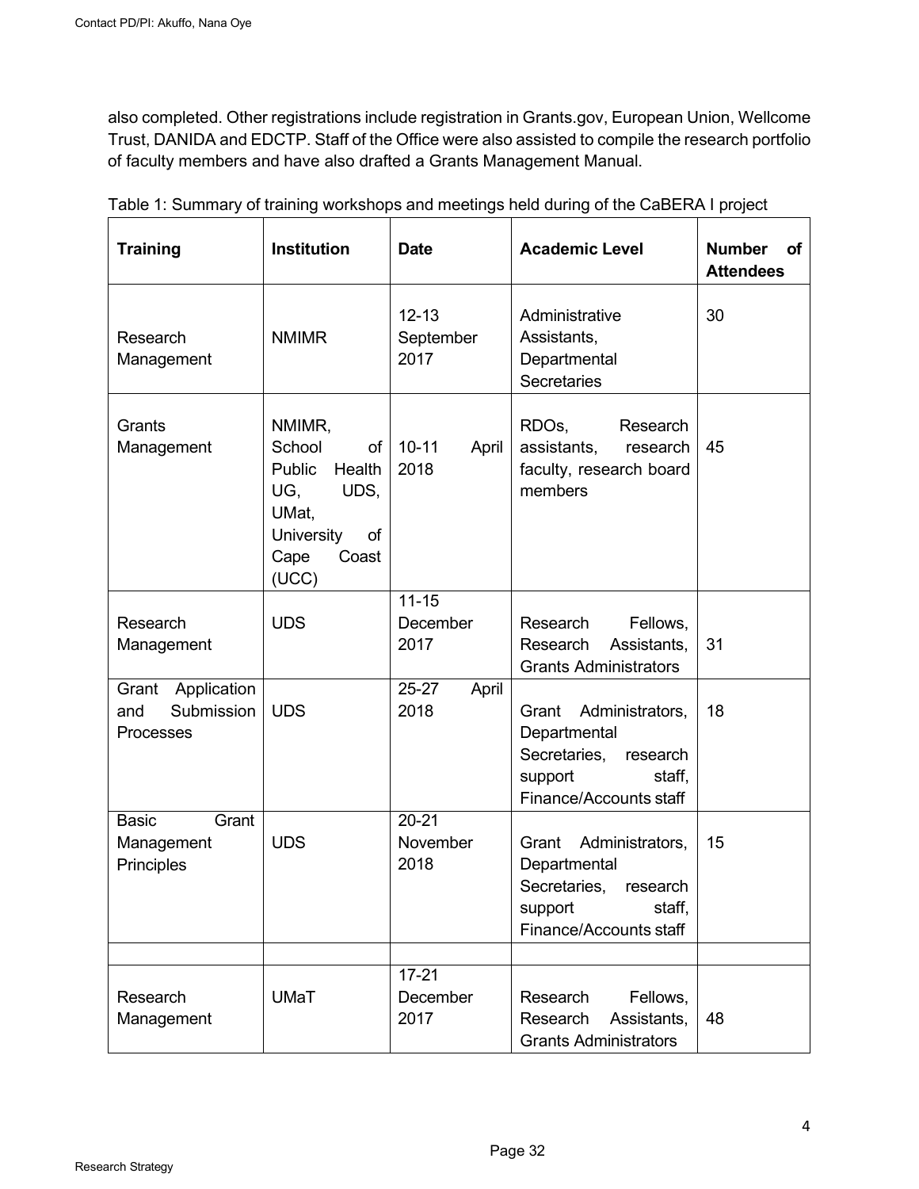also completed. Other registrations include registration in Grants.gov, European Union, Wellcome Trust, DANIDA and EDCTP. Staff of the Office were also assisted to compile the research portfolio of faculty members and have also drafted a Grants Management Manual.

Table 1: Summary of training workshops and meetings held during of the CaBERA I project

| Training | Institution | Date | Academic Level | Number of Attendees |
|---|---|---|---|---|
| Research Management | NMIMR | 12-13 September 2017 | Administrative Assistants, Departmental Secretaries | 30 |
| Grants Management | NMIMR, School of Public Health UG, UDS, UMat, University of Cape Coast (UCC) | 10-11 April 2018 | RDOs, Research assistants, research faculty, research board members | 45 |
| Research Management | UDS | 11-15 December 2017 | Research Fellows, Research Assistants, Grants Administrators | 31 |
| Grant Application and Submission Processes | UDS | 25-27 April 2018 | Grant Administrators, Departmental Secretaries, research support staff, Finance/Accounts staff | 18 |
| Basic Grant Management Principles | UDS | 20-21 November 2018 | Grant Administrators, Departmental Secretaries, research support staff, Finance/Accounts staff | 15 |
| | | | | |
| Research Management | UMaT | 17-21 December 2017 | Research Fellows, Research Assistants, Grants Administrators | 48 |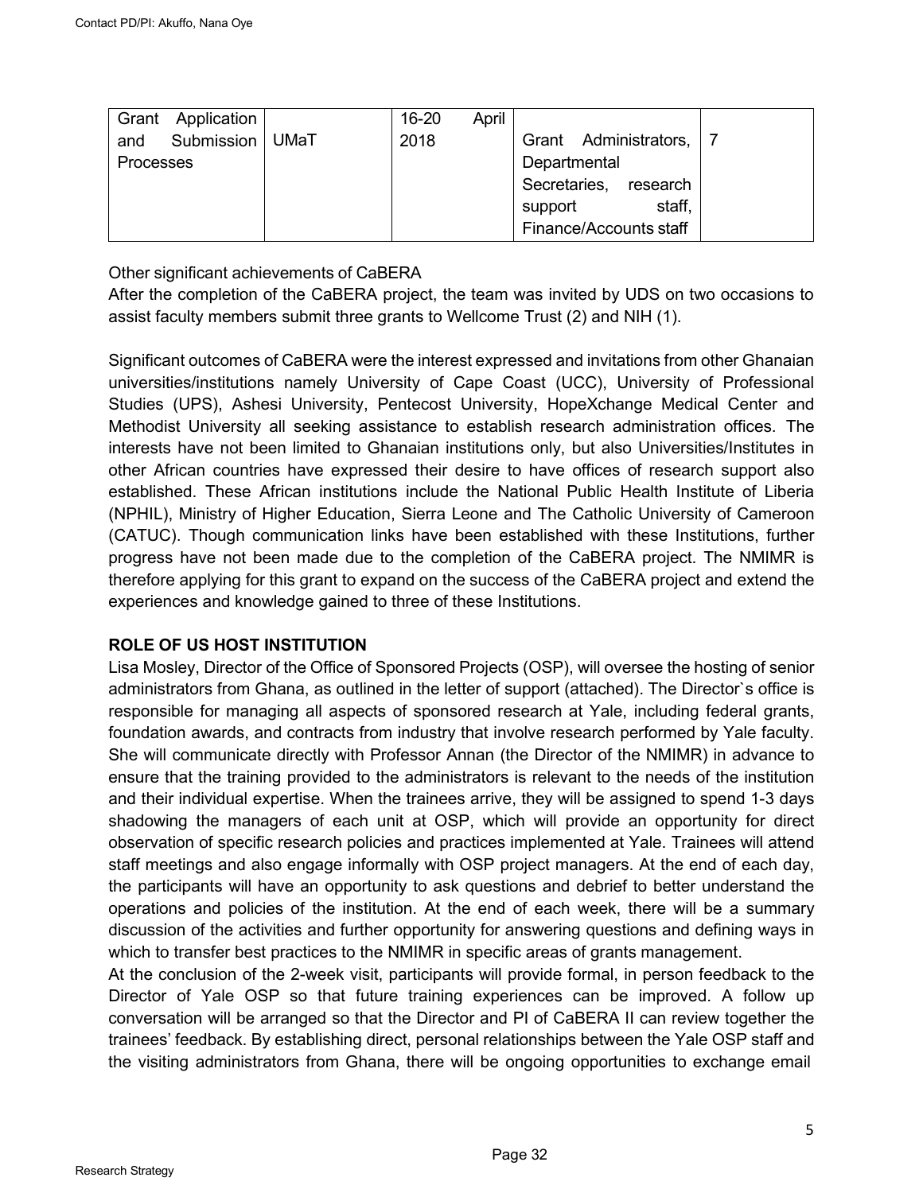| Grant Application and Submission Processes | UMaT | 16-20 April 2018 | Grant Administrators, Departmental Secretaries, research support staff, Finance/Accounts staff | 7 |
|---|---|---|---|---|

Other significant achievements of CaBERA

After the completion of the CaBERA project, the team was invited by UDS on two occasions to assist faculty members submit three grants to Wellcome Trust (2) and NIH (1).

Significant outcomes of CaBERA were the interest expressed and invitations from other Ghanaian universities/institutions namely University of Cape Coast (UCC), University of Professional Studies (UPS), Ashesi University, Pentecost University, HopeXchange Medical Center and Methodist University all seeking assistance to establish research administration offices. The interests have not been limited to Ghanaian institutions only, but also Universities/Institutes in other African countries have expressed their desire to have offices of research support also established. These African institutions include the National Public Health Institute of Liberia (NPHIL), Ministry of Higher Education, Sierra Leone and The Catholic University of Cameroon (CATUC). Though communication links have been established with these Institutions, further progress have not been made due to the completion of the CaBERA project. The NMIMR is therefore applying for this grant to expand on the success of the CaBERA project and extend the experiences and knowledge gained to three of these Institutions.

**ROLE OF US HOST INSTITUTION**

Lisa Mosley, Director of the Office of Sponsored Projects (OSP), will oversee the hosting of senior administrators from Ghana, as outlined in the letter of support (attached). The Director`s office is responsible for managing all aspects of sponsored research at Yale, including federal grants, foundation awards, and contracts from industry that involve research performed by Yale faculty. She will communicate directly with Professor Annan (the Director of the NMIMR) in advance to ensure that the training provided to the administrators is relevant to the needs of the institution and their individual expertise. When the trainees arrive, they will be assigned to spend 1-3 days shadowing the managers of each unit at OSP, which will provide an opportunity for direct observation of specific research policies and practices implemented at Yale. Trainees will attend staff meetings and also engage informally with OSP project managers. At the end of each day, the participants will have an opportunity to ask questions and debrief to better understand the operations and policies of the institution. At the end of each week, there will be a summary discussion of the activities and further opportunity for answering questions and defining ways in which to transfer best practices to the NMIMR in specific areas of grants management.

At the conclusion of the 2-week visit, participants will provide formal, in person feedback to the Director of Yale OSP so that future training experiences can be improved. A follow up conversation will be arranged so that the Director and PI of CaBERA II can review together the trainees' feedback. By establishing direct, personal relationships between the Yale OSP staff and the visiting administrators from Ghana, there will be ongoing opportunities to exchange email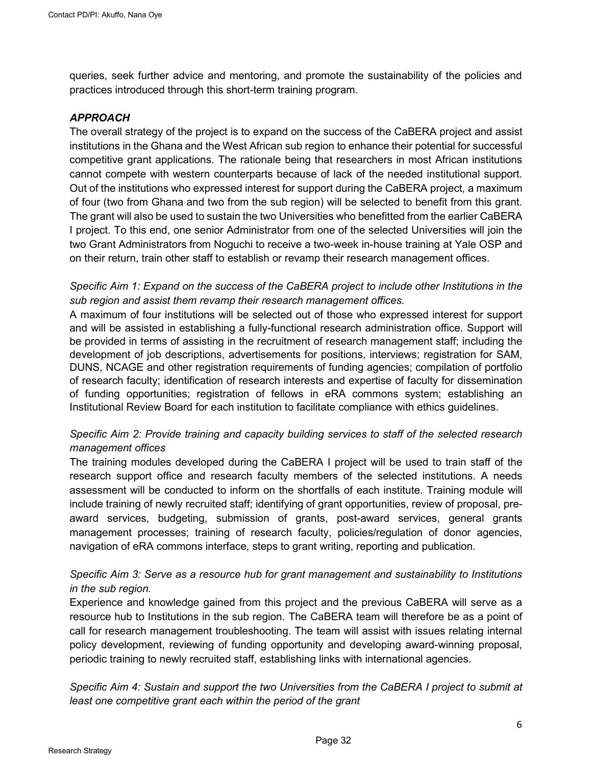queries, seek further advice and mentoring, and promote the sustainability of the policies and practices introduced through this short-term training program.

### *APPROACH*

The overall strategy of the project is to expand on the success of the CaBERA project and assist institutions in the Ghana and the West African sub region to enhance their potential for successful competitive grant applications. The rationale being that researchers in most African institutions cannot compete with western counterparts because of lack of the needed institutional support. Out of the institutions who expressed interest for support during the CaBERA project, a maximum of four (two from Ghana and two from the sub region) will be selected to benefit from this grant. The grant will also be used to sustain the two Universities who benefitted from the earlier CaBERA I project. To this end, one senior Administrator from one of the selected Universities will join the two Grant Administrators from Noguchi to receive a two-week in-house training at Yale OSP and on their return, train other staff to establish or revamp their research management offices.

*Specific Aim 1: Expand on the success of the CaBERA project to include other Institutions in the sub region and assist them revamp their research management offices.*

A maximum of four institutions will be selected out of those who expressed interest for support and will be assisted in establishing a fully-functional research administration office. Support will be provided in terms of assisting in the recruitment of research management staff; including the development of job descriptions, advertisements for positions, interviews; registration for SAM, DUNS, NCAGE and other registration requirements of funding agencies; compilation of portfolio of research faculty; identification of research interests and expertise of faculty for dissemination of funding opportunities; registration of fellows in eRA commons system; establishing an Institutional Review Board for each institution to facilitate compliance with ethics guidelines.

*Specific Aim 2: Provide training and capacity building services to staff of the selected research management offices*

The training modules developed during the CaBERA I project will be used to train staff of the research support office and research faculty members of the selected institutions. A needs assessment will be conducted to inform on the shortfalls of each institute. Training module will include training of newly recruited staff; identifying of grant opportunities, review of proposal, pre-award services, budgeting, submission of grants, post-award services, general grants management processes; training of research faculty, policies/regulation of donor agencies, navigation of eRA commons interface, steps to grant writing, reporting and publication.

*Specific Aim 3: Serve as a resource hub for grant management and sustainability to Institutions in the sub region.*

Experience and knowledge gained from this project and the previous CaBERA will serve as a resource hub to Institutions in the sub region. The CaBERA team will therefore be as a point of call for research management troubleshooting. The team will assist with issues relating internal policy development, reviewing of funding opportunity and developing award-winning proposal, periodic training to newly recruited staff, establishing links with international agencies.

*Specific Aim 4: Sustain and support the two Universities from the CaBERA I project to submit at least one competitive grant each within the period of the grant*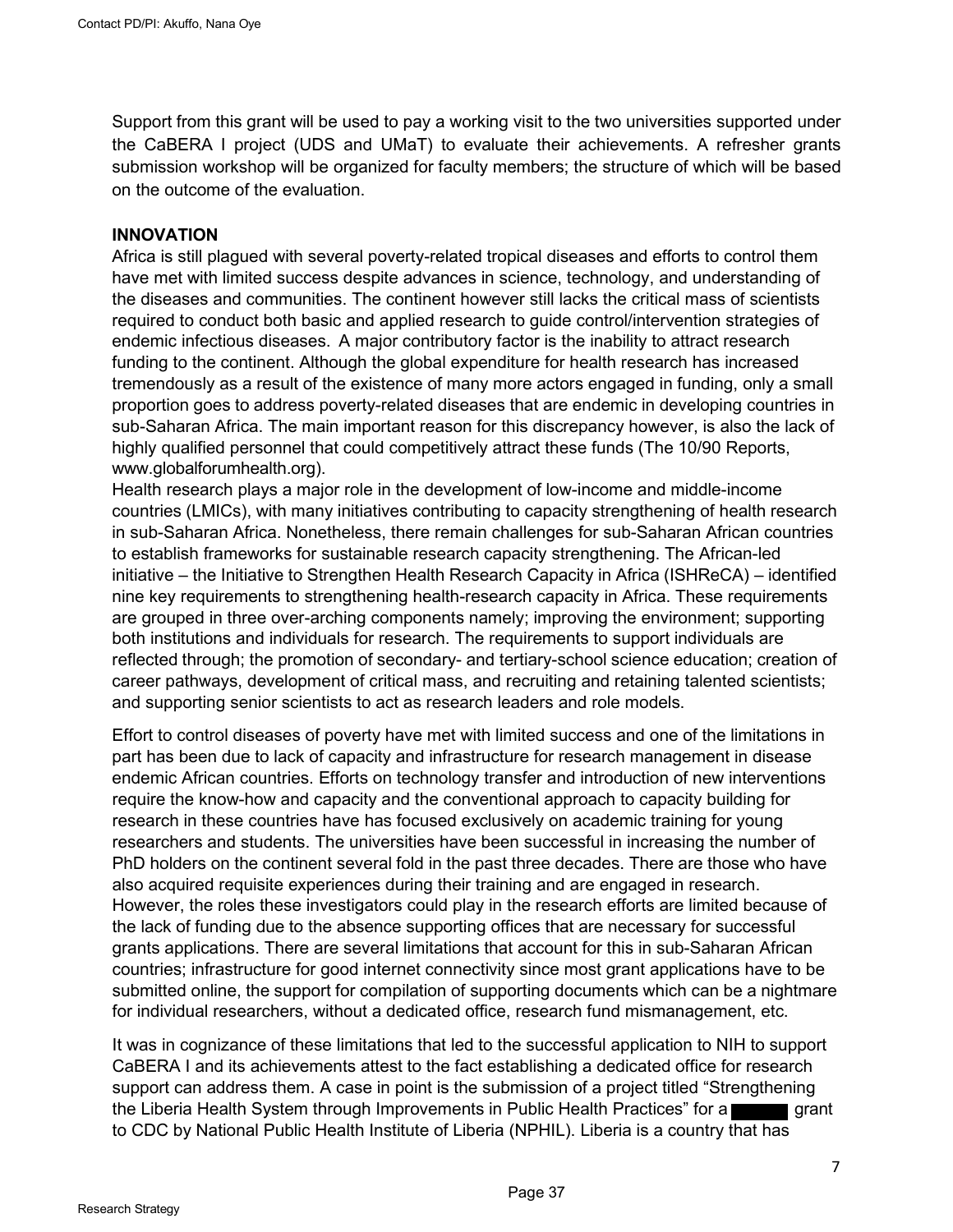Support from this grant will be used to pay a working visit to the two universities supported under the CaBERA I project (UDS and UMaT) to evaluate their achievements. A refresher grants submission workshop will be organized for faculty members; the structure of which will be based on the outcome of the evaluation.

## INNOVATION

Africa is still plagued with several poverty-related tropical diseases and efforts to control them have met with limited success despite advances in science, technology, and understanding of the diseases and communities. The continent however still lacks the critical mass of scientists required to conduct both basic and applied research to guide control/intervention strategies of endemic infectious diseases. A major contributory factor is the inability to attract research funding to the continent. Although the global expenditure for health research has increased tremendously as a result of the existence of many more actors engaged in funding, only a small proportion goes to address poverty-related diseases that are endemic in developing countries in sub-Saharan Africa. The main important reason for this discrepancy however, is also the lack of highly qualified personnel that could competitively attract these funds (The 10/90 Reports, www.globalforumhealth.org).

Health research plays a major role in the development of low-income and middle-income countries (LMICs), with many initiatives contributing to capacity strengthening of health research in sub-Saharan Africa. Nonetheless, there remain challenges for sub-Saharan African countries to establish frameworks for sustainable research capacity strengthening. The African-led initiative – the Initiative to Strengthen Health Research Capacity in Africa (ISHReCA) – identified nine key requirements to strengthening health-research capacity in Africa. These requirements are grouped in three over-arching components namely; improving the environment; supporting both institutions and individuals for research. The requirements to support individuals are reflected through; the promotion of secondary- and tertiary-school science education; creation of career pathways, development of critical mass, and recruiting and retaining talented scientists; and supporting senior scientists to act as research leaders and role models.

Effort to control diseases of poverty have met with limited success and one of the limitations in part has been due to lack of capacity and infrastructure for research management in disease endemic African countries. Efforts on technology transfer and introduction of new interventions require the know-how and capacity and the conventional approach to capacity building for research in these countries have has focused exclusively on academic training for young researchers and students. The universities have been successful in increasing the number of PhD holders on the continent several fold in the past three decades. There are those who have also acquired requisite experiences during their training and are engaged in research. However, the roles these investigators could play in the research efforts are limited because of the lack of funding due to the absence supporting offices that are necessary for successful grants applications. There are several limitations that account for this in sub-Saharan African countries; infrastructure for good internet connectivity since most grant applications have to be submitted online, the support for compilation of supporting documents which can be a nightmare for individual researchers, without a dedicated office, research fund mismanagement, etc.

It was in cognizance of these limitations that led to the successful application to NIH to support CaBERA I and its achievements attest to the fact establishing a dedicated office for research support can address them. A case in point is the submission of a project titled "Strengthening the Liberia Health System through Improvements in Public Health Practices" for a ████ grant to CDC by National Public Health Institute of Liberia (NPHIL). Liberia is a country that has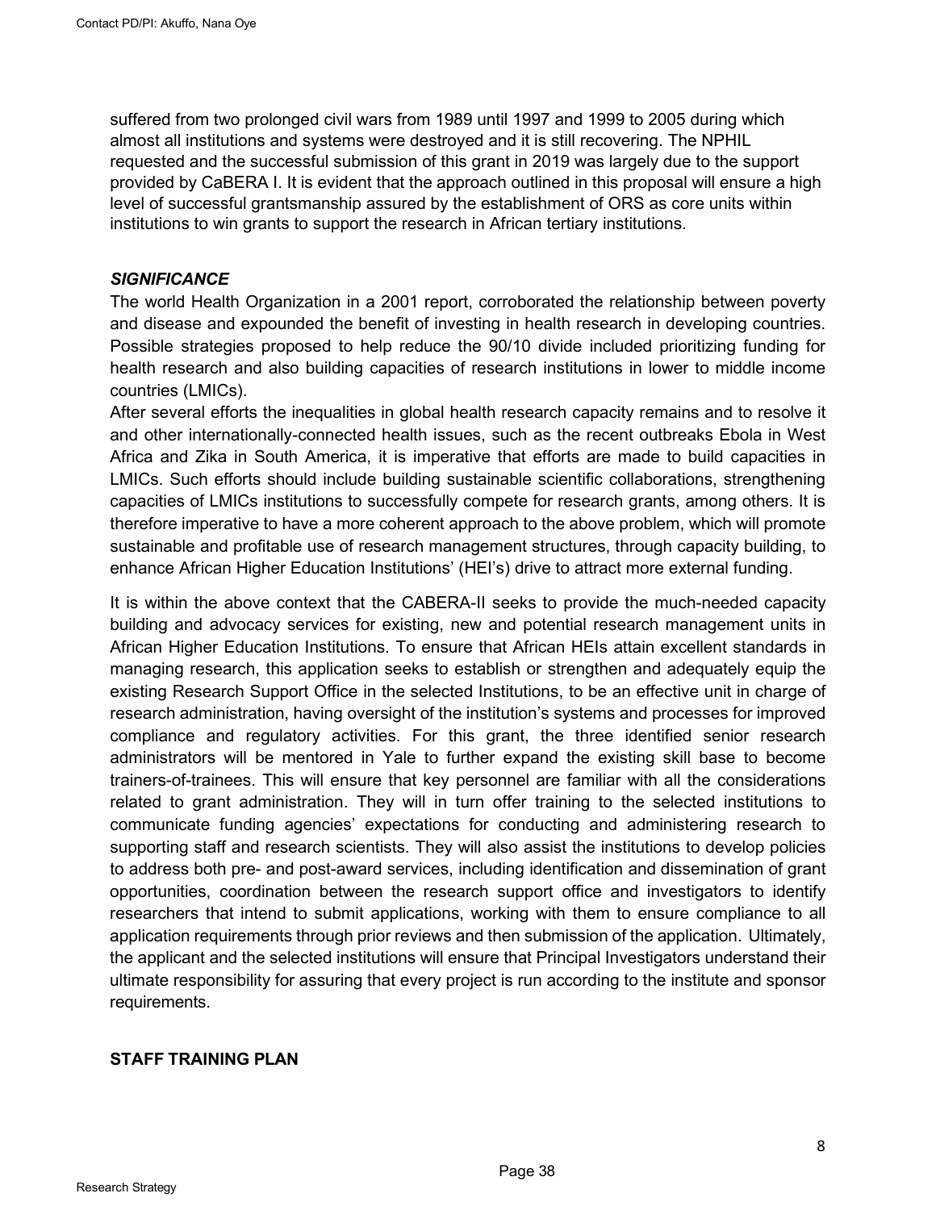suffered from two prolonged civil wars from 1989 until 1997 and 1999 to 2005 during which almost all institutions and systems were destroyed and it is still recovering. The NPHIL requested and the successful submission of this grant in 2019 was largely due to the support provided by CaBERA I. It is evident that the approach outlined in this proposal will ensure a high level of successful grantsmanship assured by the establishment of ORS as core units within institutions to win grants to support the research in African tertiary institutions.

### *SIGNIFICANCE*

The world Health Organization in a 2001 report, corroborated the relationship between poverty and disease and expounded the benefit of investing in health research in developing countries. Possible strategies proposed to help reduce the 90/10 divide included prioritizing funding for health research and also building capacities of research institutions in lower to middle income countries (LMICs).

After several efforts the inequalities in global health research capacity remains and to resolve it and other internationally-connected health issues, such as the recent outbreaks Ebola in West Africa and Zika in South America, it is imperative that efforts are made to build capacities in LMICs. Such efforts should include building sustainable scientific collaborations, strengthening capacities of LMICs institutions to successfully compete for research grants, among others. It is therefore imperative to have a more coherent approach to the above problem, which will promote sustainable and profitable use of research management structures, through capacity building, to enhance African Higher Education Institutions' (HEI's) drive to attract more external funding.

It is within the above context that the CABERA-II seeks to provide the much-needed capacity building and advocacy services for existing, new and potential research management units in African Higher Education Institutions. To ensure that African HEIs attain excellent standards in managing research, this application seeks to establish or strengthen and adequately equip the existing Research Support Office in the selected Institutions, to be an effective unit in charge of research administration, having oversight of the institution's systems and processes for improved compliance and regulatory activities. For this grant, the three identified senior research administrators will be mentored in Yale to further expand the existing skill base to become trainers-of-trainees. This will ensure that key personnel are familiar with all the considerations related to grant administration. They will in turn offer training to the selected institutions to communicate funding agencies' expectations for conducting and administering research to supporting staff and research scientists. They will also assist the institutions to develop policies to address both pre- and post-award services, including identification and dissemination of grant opportunities, coordination between the research support office and investigators to identify researchers that intend to submit applications, working with them to ensure compliance to all application requirements through prior reviews and then submission of the application. Ultimately, the applicant and the selected institutions will ensure that Principal Investigators understand their ultimate responsibility for assuring that every project is run according to the institute and sponsor requirements.

### STAFF TRAINING PLAN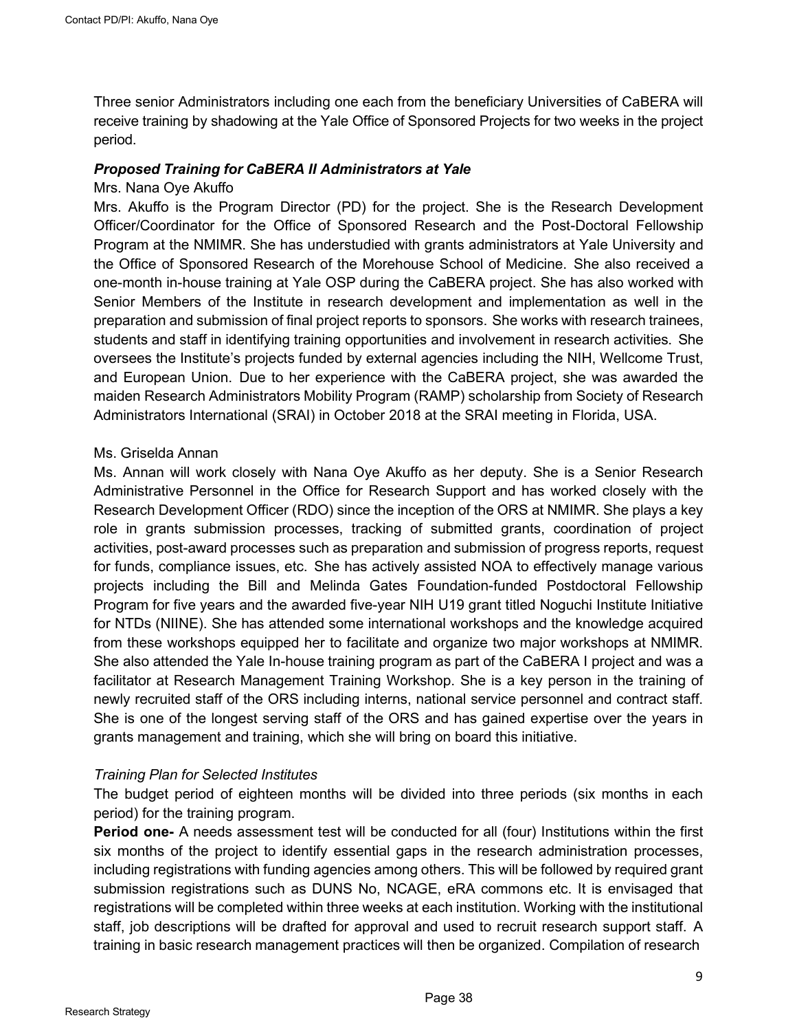Three senior Administrators including one each from the beneficiary Universities of CaBERA will receive training by shadowing at the Yale Office of Sponsored Projects for two weeks in the project period.

***Proposed Training for CaBERA II Administrators at Yale***

Mrs. Nana Oye Akuffo

Mrs. Akuffo is the Program Director (PD) for the project. She is the Research Development Officer/Coordinator for the Office of Sponsored Research and the Post-Doctoral Fellowship Program at the NMIMR. She has understudied with grants administrators at Yale University and the Office of Sponsored Research of the Morehouse School of Medicine. She also received a one-month in-house training at Yale OSP during the CaBERA project. She has also worked with Senior Members of the Institute in research development and implementation as well in the preparation and submission of final project reports to sponsors. She works with research trainees, students and staff in identifying training opportunities and involvement in research activities. She oversees the Institute's projects funded by external agencies including the NIH, Wellcome Trust, and European Union. Due to her experience with the CaBERA project, she was awarded the maiden Research Administrators Mobility Program (RAMP) scholarship from Society of Research Administrators International (SRAI) in October 2018 at the SRAI meeting in Florida, USA.

Ms. Griselda Annan

Ms. Annan will work closely with Nana Oye Akuffo as her deputy. She is a Senior Research Administrative Personnel in the Office for Research Support and has worked closely with the Research Development Officer (RDO) since the inception of the ORS at NMIMR. She plays a key role in grants submission processes, tracking of submitted grants, coordination of project activities, post-award processes such as preparation and submission of progress reports, request for funds, compliance issues, etc. She has actively assisted NOA to effectively manage various projects including the Bill and Melinda Gates Foundation-funded Postdoctoral Fellowship Program for five years and the awarded five-year NIH U19 grant titled Noguchi Institute Initiative for NTDs (NIINE). She has attended some international workshops and the knowledge acquired from these workshops equipped her to facilitate and organize two major workshops at NMIMR. She also attended the Yale In-house training program as part of the CaBERA I project and was a facilitator at Research Management Training Workshop. She is a key person in the training of newly recruited staff of the ORS including interns, national service personnel and contract staff. She is one of the longest serving staff of the ORS and has gained expertise over the years in grants management and training, which she will bring on board this initiative.

*Training Plan for Selected Institutes*

The budget period of eighteen months will be divided into three periods (six months in each period) for the training program.

**Period one-** A needs assessment test will be conducted for all (four) Institutions within the first six months of the project to identify essential gaps in the research administration processes, including registrations with funding agencies among others. This will be followed by required grant submission registrations such as DUNS No, NCAGE, eRA commons etc. It is envisaged that registrations will be completed within three weeks at each institution. Working with the institutional staff, job descriptions will be drafted for approval and used to recruit research support staff. A training in basic research management practices will then be organized. Compilation of research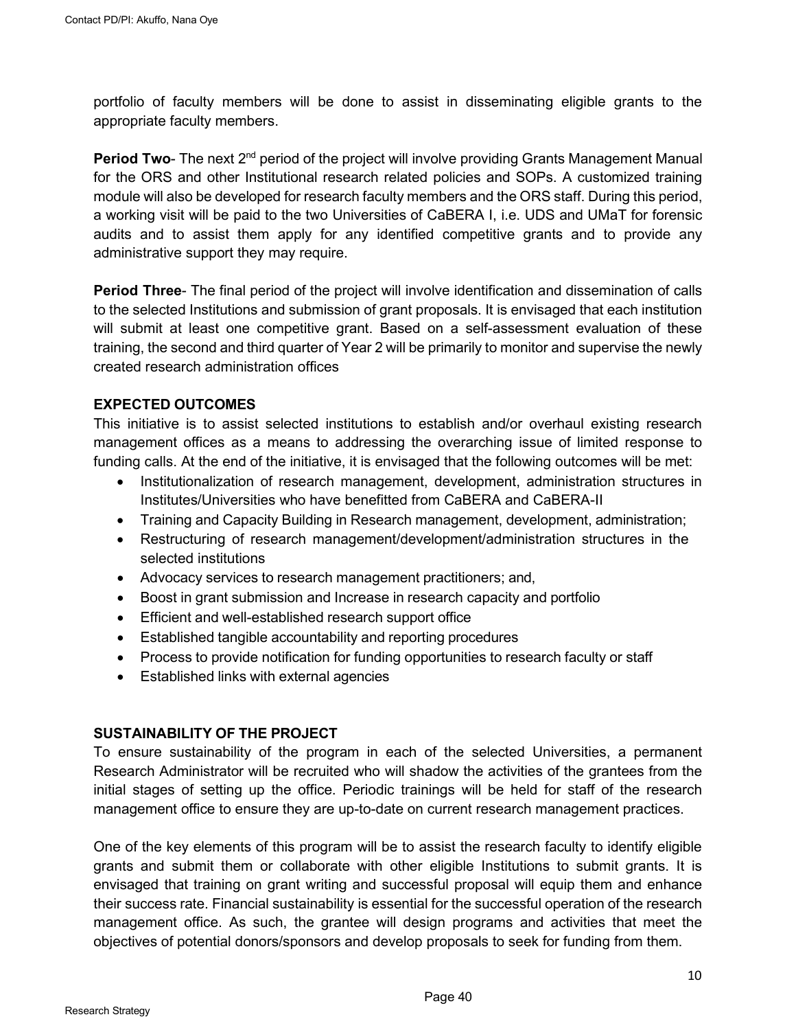portfolio of faculty members will be done to assist in disseminating eligible grants to the appropriate faculty members.

**Period Two**- The next 2nd period of the project will involve providing Grants Management Manual for the ORS and other Institutional research related policies and SOPs. A customized training module will also be developed for research faculty members and the ORS staff. During this period, a working visit will be paid to the two Universities of CaBERA I, i.e. UDS and UMaT for forensic audits and to assist them apply for any identified competitive grants and to provide any administrative support they may require.

**Period Three**- The final period of the project will involve identification and dissemination of calls to the selected Institutions and submission of grant proposals. It is envisaged that each institution will submit at least one competitive grant. Based on a self-assessment evaluation of these training, the second and third quarter of Year 2 will be primarily to monitor and supervise the newly created research administration offices

**EXPECTED OUTCOMES**

This initiative is to assist selected institutions to establish and/or overhaul existing research management offices as a means to addressing the overarching issue of limited response to funding calls. At the end of the initiative, it is envisaged that the following outcomes will be met:

- Institutionalization of research management, development, administration structures in Institutes/Universities who have benefitted from CaBERA and CaBERA-II
- Training and Capacity Building in Research management, development, administration;
- Restructuring of research management/development/administration structures in the selected institutions
- Advocacy services to research management practitioners; and,
- Boost in grant submission and Increase in research capacity and portfolio
- Efficient and well-established research support office
- Established tangible accountability and reporting procedures
- Process to provide notification for funding opportunities to research faculty or staff
- Established links with external agencies

**SUSTAINABILITY OF THE PROJECT**

To ensure sustainability of the program in each of the selected Universities, a permanent Research Administrator will be recruited who will shadow the activities of the grantees from the initial stages of setting up the office. Periodic trainings will be held for staff of the research management office to ensure they are up-to-date on current research management practices.

One of the key elements of this program will be to assist the research faculty to identify eligible grants and submit them or collaborate with other eligible Institutions to submit grants. It is envisaged that training on grant writing and successful proposal will equip them and enhance their success rate. Financial sustainability is essential for the successful operation of the research management office. As such, the grantee will design programs and activities that meet the objectives of potential donors/sponsors and develop proposals to seek for funding from them.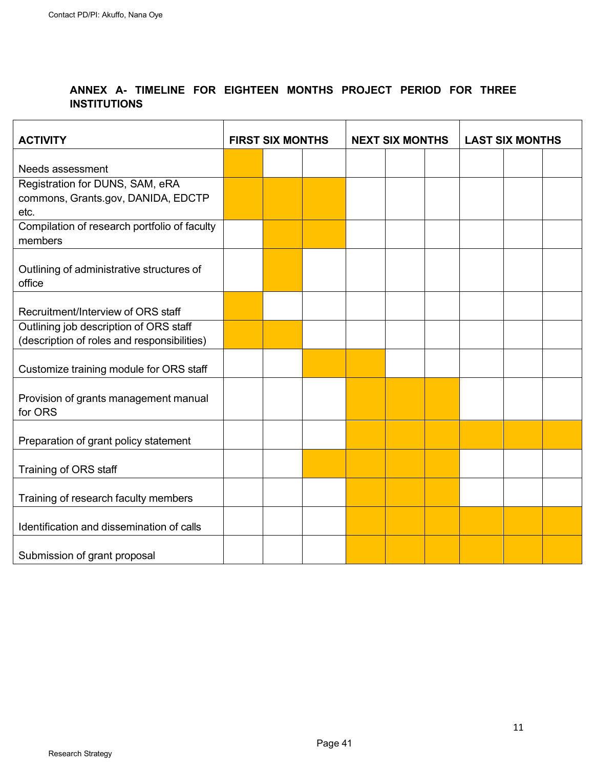## ANNEX A- TIMELINE FOR EIGHTEEN MONTHS PROJECT PERIOD FOR THREE INSTITUTIONS

| ACTIVITY | FIRST SIX MONTHS | | | NEXT SIX MONTHS | | | LAST SIX MONTHS | | |
|---|---|---|---|---|---|---|---|---|---|
| Needs assessment | X | | | | | | | | |
| Registration for DUNS, SAM, eRA commons, Grants.gov, DANIDA, EDCTP etc. | X | X | X | | | | | | |
| Compilation of research portfolio of faculty members | | X | X | | | | | | |
| Outlining of administrative structures of office | | X | | | | | | | |
| Recruitment/Interview of ORS staff | X | | | | | | | | |
| Outlining job description of ORS staff (description of roles and responsibilities) | X | X | | | | | | | |
| Customize training module for ORS staff | | | X | X | | | | | |
| Provision of grants management manual for ORS | | | | X | X | X | | | |
| Preparation of grant policy statement | | | | X | X | X | X | X | X |
| Training of ORS staff | | | X | X | X | X | | | |
| Training of research faculty members | | | | X | X | X | | | |
| Identification and dissemination of calls | | | | X | X | X | X | X | X |
| Submission of grant proposal | | | | X | X | X | X | X | X |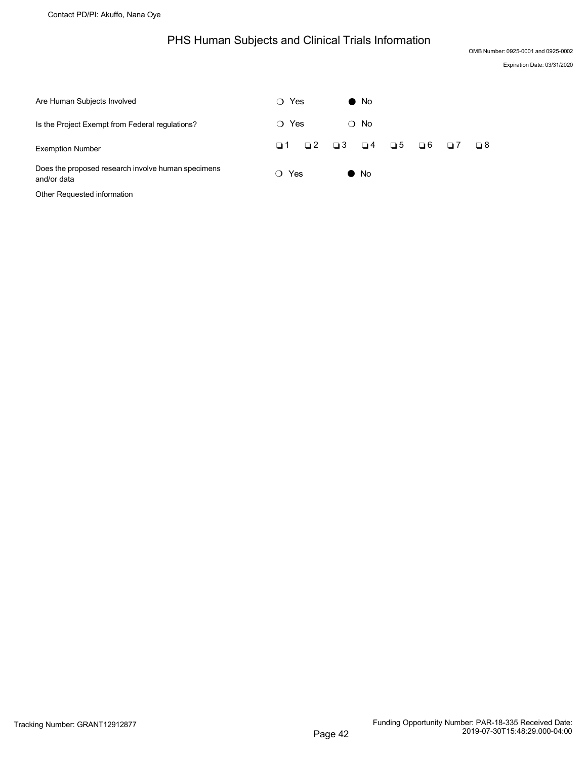# PHS Human Subjects and Clinical Trials Information

OMB Number: 0925-0001 and 0925-0002

Expiration Date: 03/31/2020

| | | |
|---|---|---|
| Are Human Subjects Involved | ❍ Yes | ● No |
| Is the Project Exempt from Federal regulations? | ❍ Yes | ❍ No |
| Exemption Number | ❑ 1 ❑ 2 ❑ 3 ❑ 4 ❑ 5 ❑ 6 ❑ 7 ❑ 8 | |
| Does the proposed research involve human specimens and/or data | ❍ Yes | ● No |

Other Requested information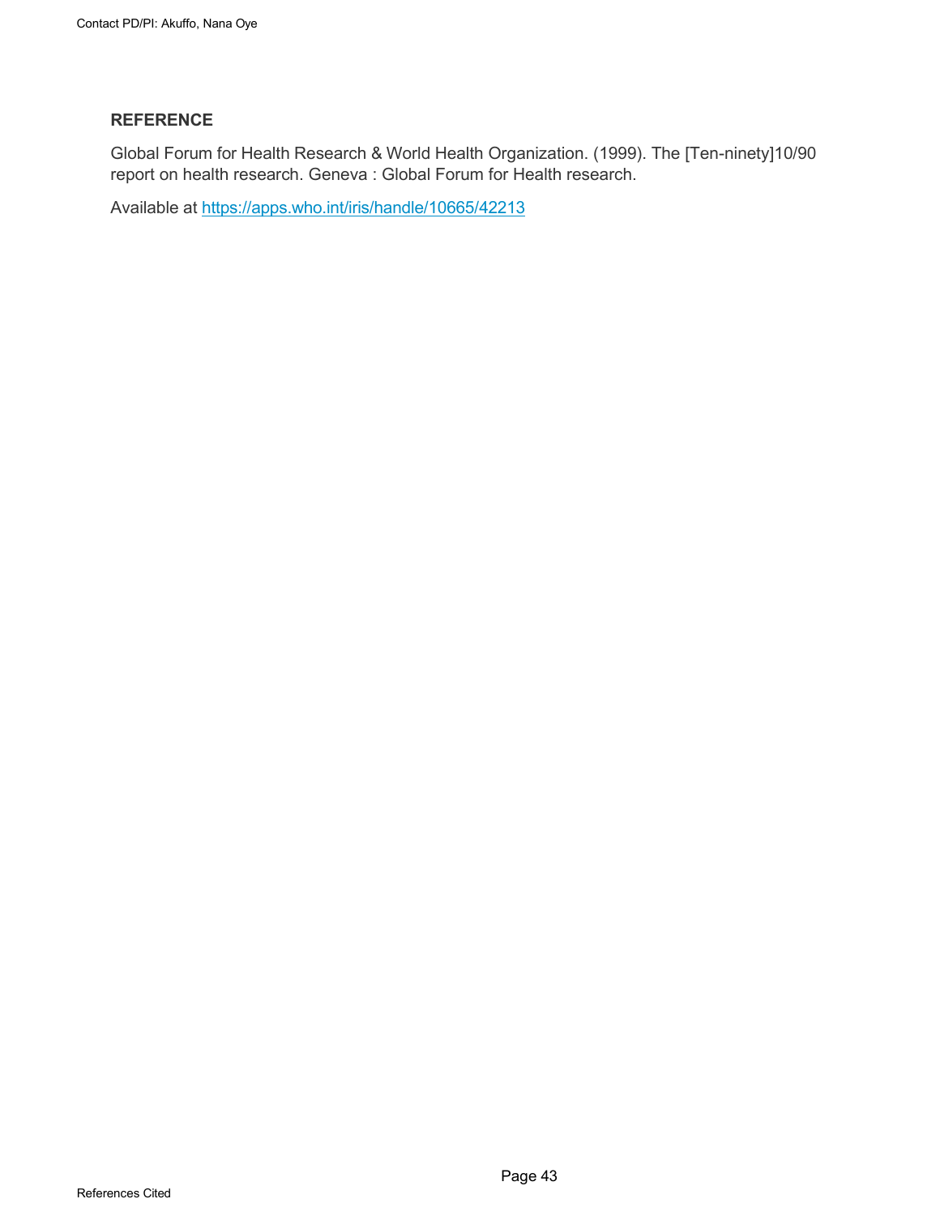## REFERENCE

Global Forum for Health Research & World Health Organization. (1999). The [Ten-ninety]10/90 report on health research. Geneva : Global Forum for Health research.

Available at https://apps.who.int/iris/handle/10665/42213